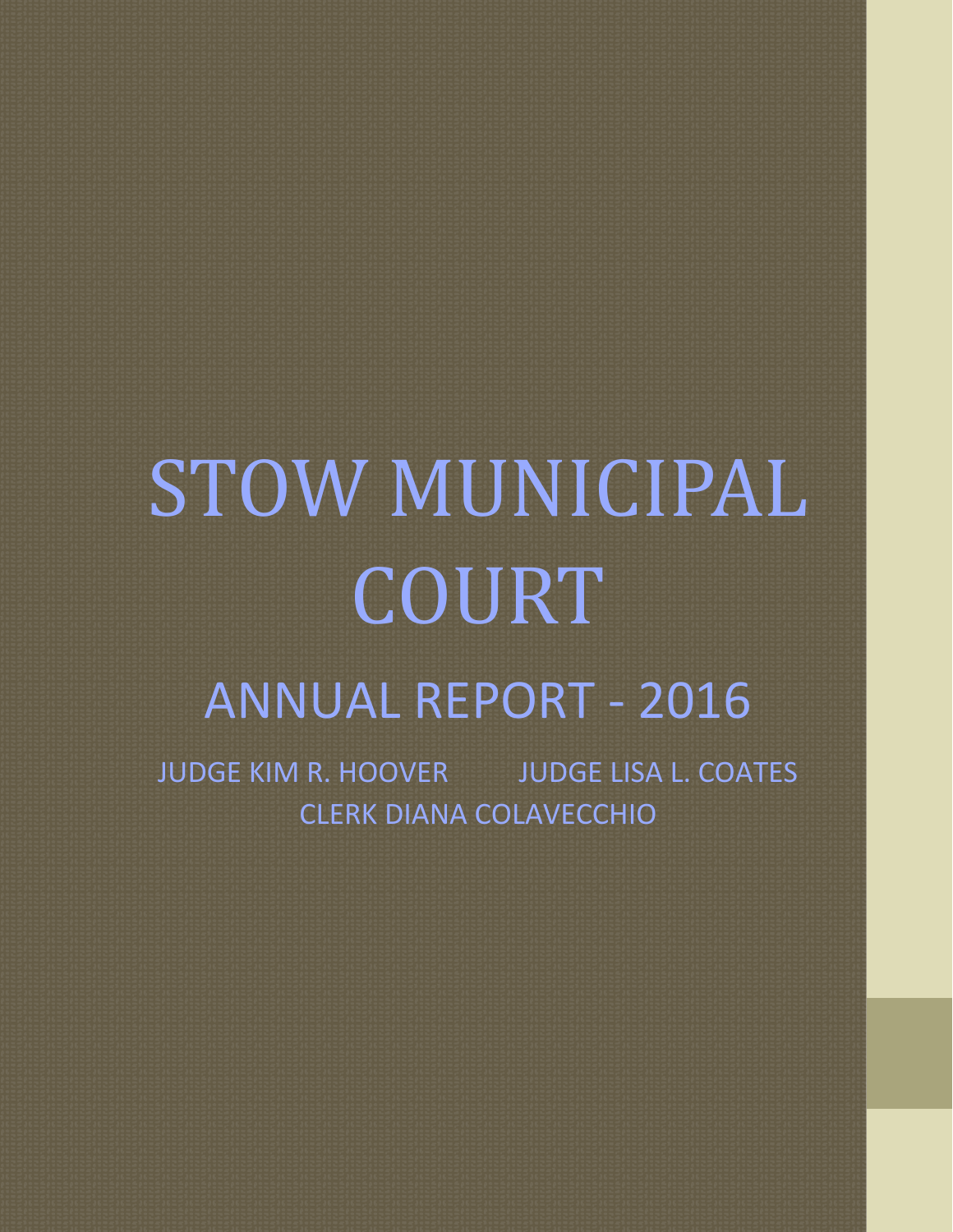# STOW MUNICIPAL COURT

## ANNUAL REPORT - 2016

JUDGE KIM R. HOOVER JUDGE LISA L. COATES

CLERK DIANA COLAVECCHIO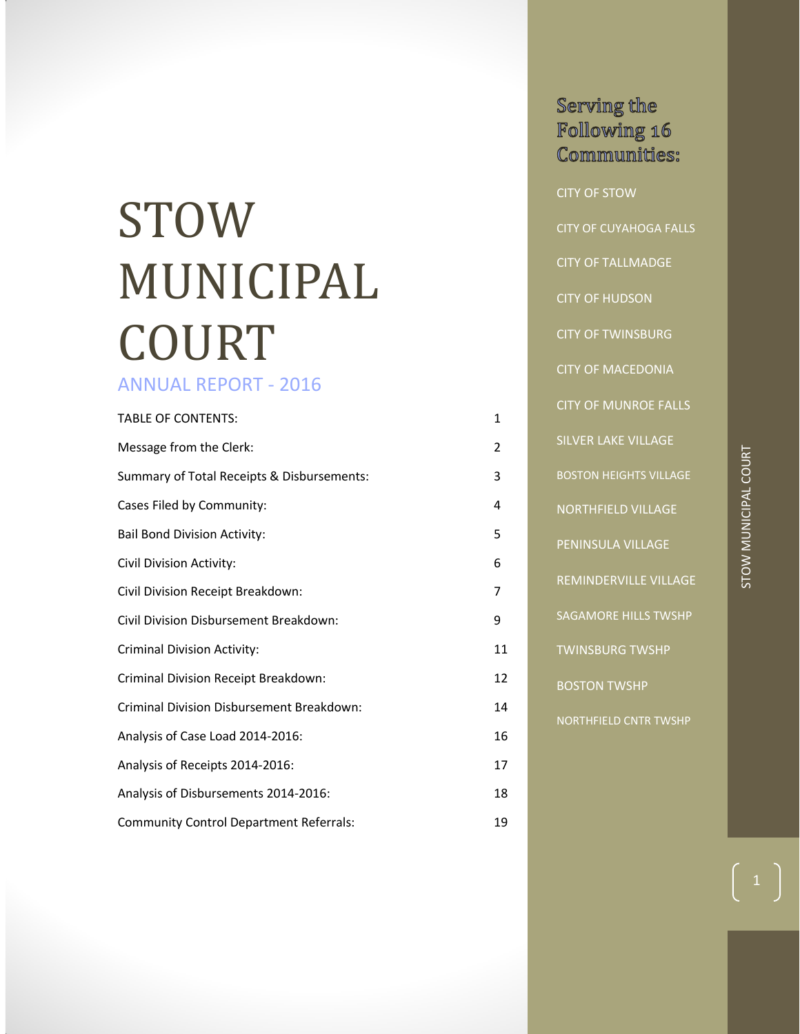# STOW MUNICIPAL COURT

## ANNUAL REPORT - 2016

| TABLE OF CONTENTS: | 1 |
|---|---|
| Message from the Clerk: | 2 |
| Summary of Total Receipts & Disbursements: | 3 |
| Cases Filed by Community: | 4 |
| Bail Bond Division Activity: | 5 |
| Civil Division Activity: | 6 |
| Civil Division Receipt Breakdown: | 7 |
| Civil Division Disbursement Breakdown: | 9 |
| Criminal Division Activity: | 11 |
| Criminal Division Receipt Breakdown: | 12 |
| Criminal Division Disbursement Breakdown: | 14 |
| Analysis of Case Load 2014-2016: | 16 |
| Analysis of Receipts 2014-2016: | 17 |
| Analysis of Disbursements 2014-2016: | 18 |
| Community Control Department Referrals: | 19 |

### Serving the Following 16 Communities:

- CITY OF STOW
- CITY OF CUYAHOGA FALLS
- CITY OF TALLMADGE
- CITY OF HUDSON
- CITY OF TWINSBURG
- CITY OF MACEDONIA
- CITY OF MUNROE FALLS
- SILVER LAKE VILLAGE
- BOSTON HEIGHTS VILLAGE
- NORTHFIELD VILLAGE
- PENINSULA VILLAGE
- REMINDERVILLE VILLAGE
- SAGAMORE HILLS TWSHP
- TWINSBURG TWSHP
- BOSTON TWSHP
- NORTHFIELD CNTR TWSHP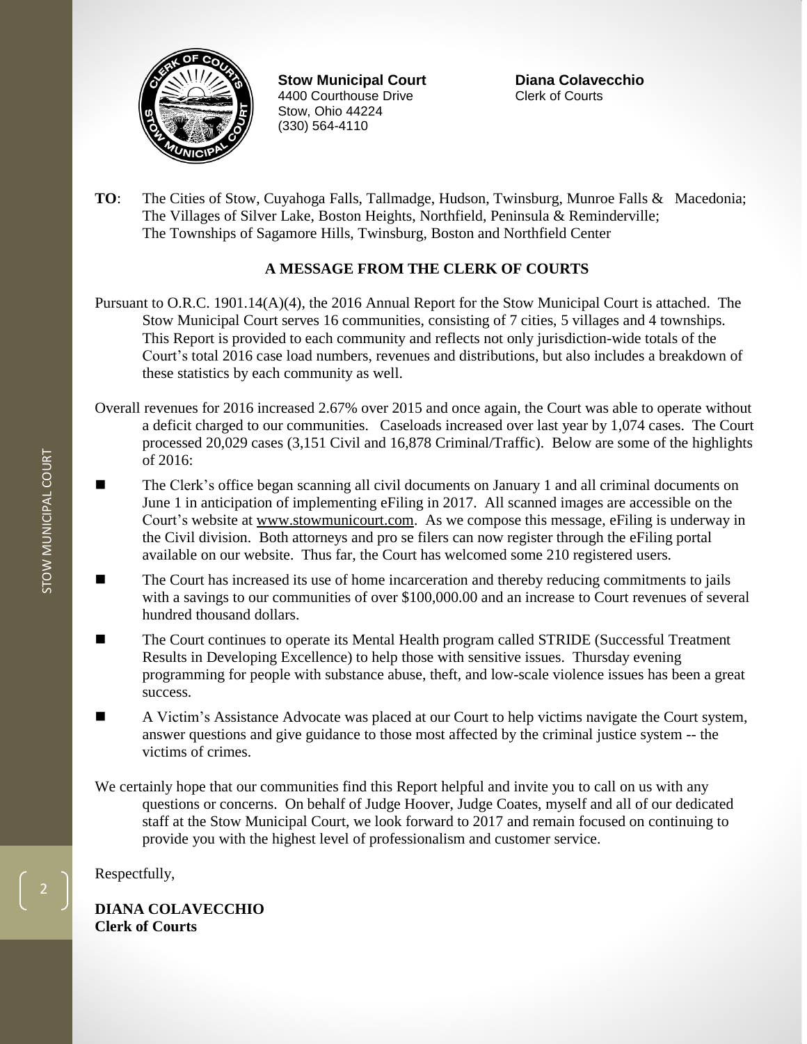**Stow Municipal Court**
4400 Courthouse Drive
Stow, Ohio 44224
(330) 564-4110

**Diana Colavecchio**
Clerk of Courts

**TO**: The Cities of Stow, Cuyahoga Falls, Tallmadge, Hudson, Twinsburg, Munroe Falls & Macedonia; The Villages of Silver Lake, Boston Heights, Northfield, Peninsula & Reminderville; The Townships of Sagamore Hills, Twinsburg, Boston and Northfield Center

## A MESSAGE FROM THE CLERK OF COURTS

Pursuant to O.R.C. 1901.14(A)(4), the 2016 Annual Report for the Stow Municipal Court is attached. The Stow Municipal Court serves 16 communities, consisting of 7 cities, 5 villages and 4 townships. This Report is provided to each community and reflects not only jurisdiction-wide totals of the Court's total 2016 case load numbers, revenues and distributions, but also includes a breakdown of these statistics by each community as well.

Overall revenues for 2016 increased 2.67% over 2015 and once again, the Court was able to operate without a deficit charged to our communities. Caseloads increased over last year by 1,074 cases. The Court processed 20,029 cases (3,151 Civil and 16,878 Criminal/Traffic). Below are some of the highlights of 2016:

- The Clerk's office began scanning all civil documents on January 1 and all criminal documents on June 1 in anticipation of implementing eFiling in 2017. All scanned images are accessible on the Court's website at www.stowmunicourt.com. As we compose this message, eFiling is underway in the Civil division. Both attorneys and pro se filers can now register through the eFiling portal available on our website. Thus far, the Court has welcomed some 210 registered users.
- The Court has increased its use of home incarceration and thereby reducing commitments to jails with a savings to our communities of over $100,000.00 and an increase to Court revenues of several hundred thousand dollars.
- The Court continues to operate its Mental Health program called STRIDE (Successful Treatment Results in Developing Excellence) to help those with sensitive issues. Thursday evening programming for people with substance abuse, theft, and low-scale violence issues has been a great success.
- A Victim's Assistance Advocate was placed at our Court to help victims navigate the Court system, answer questions and give guidance to those most affected by the criminal justice system -- the victims of crimes.

We certainly hope that our communities find this Report helpful and invite you to call on us with any questions or concerns. On behalf of Judge Hoover, Judge Coates, myself and all of our dedicated staff at the Stow Municipal Court, we look forward to 2017 and remain focused on continuing to provide you with the highest level of professionalism and customer service.

Respectfully,

**DIANA COLAVECCHIO**
**Clerk of Courts**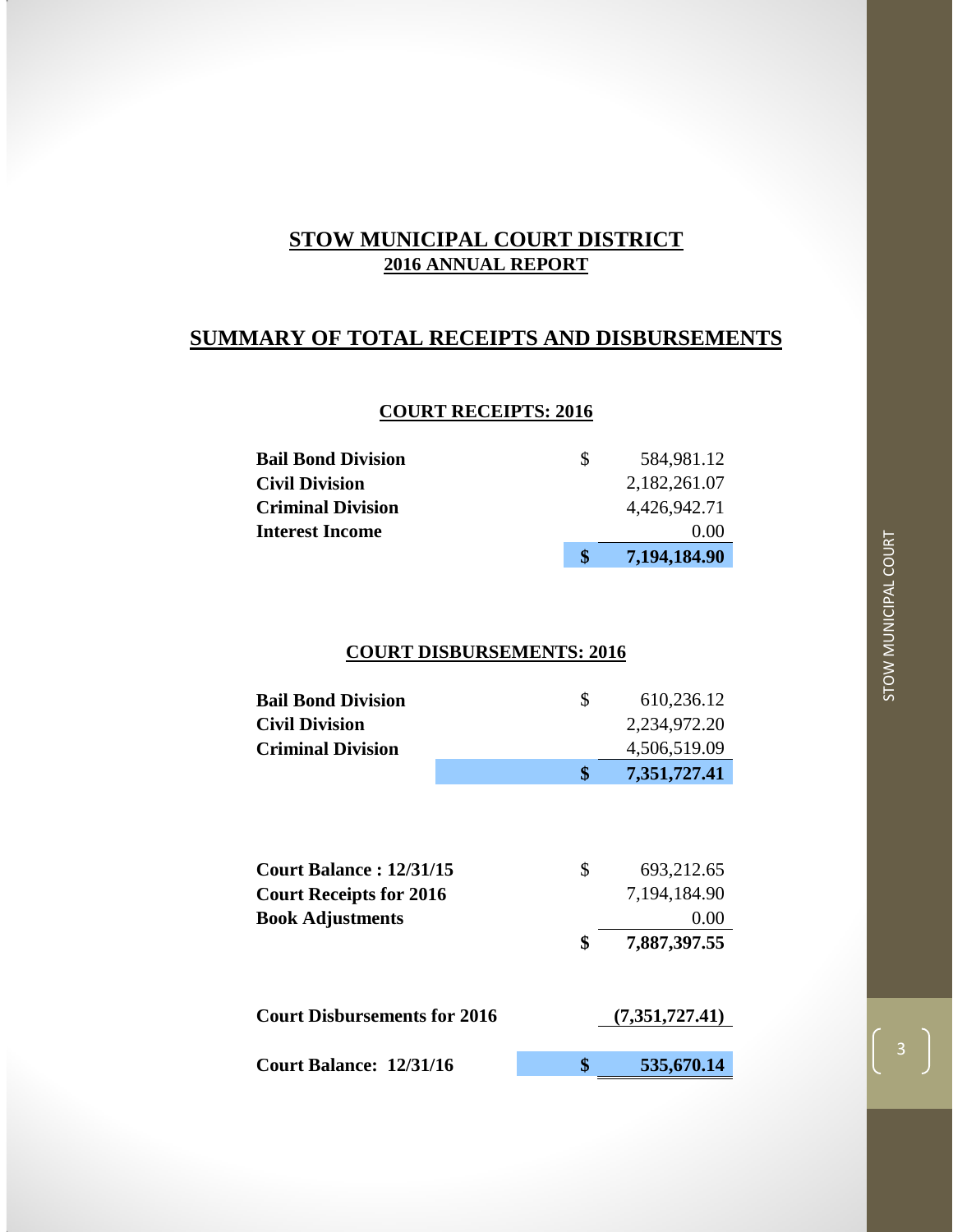# STOW MUNICIPAL COURT DISTRICT
## 2016 ANNUAL REPORT

## SUMMARY OF TOTAL RECEIPTS AND DISBURSEMENTS

### COURT RECEIPTS: 2016

| | | |
|---|---|---|
| **Bail Bond Division** | $ | 584,981.12 |
| **Civil Division** | | 2,182,261.07 |
| **Criminal Division** | | 4,426,942.71 |
| **Interest Income** | | 0.00 |
| | **$** | **7,194,184.90** |

### COURT DISBURSEMENTS: 2016

| | | |
|---|---|---|
| **Bail Bond Division** | $ | 610,236.12 |
| **Civil Division** | | 2,234,972.20 |
| **Criminal Division** | | 4,506,519.09 |
| | **$** | **7,351,727.41** |

| | | |
|---|---|---|
| **Court Balance : 12/31/15** | $ | 693,212.65 |
| **Court Receipts for 2016** | | 7,194,184.90 |
| **Book Adjustments** | | 0.00 |
| | **$** | **7,887,397.55** |
| **Court Disbursements for 2016** | | **(7,351,727.41)** |
| **Court Balance: 12/31/16** | **$** | **535,670.14** |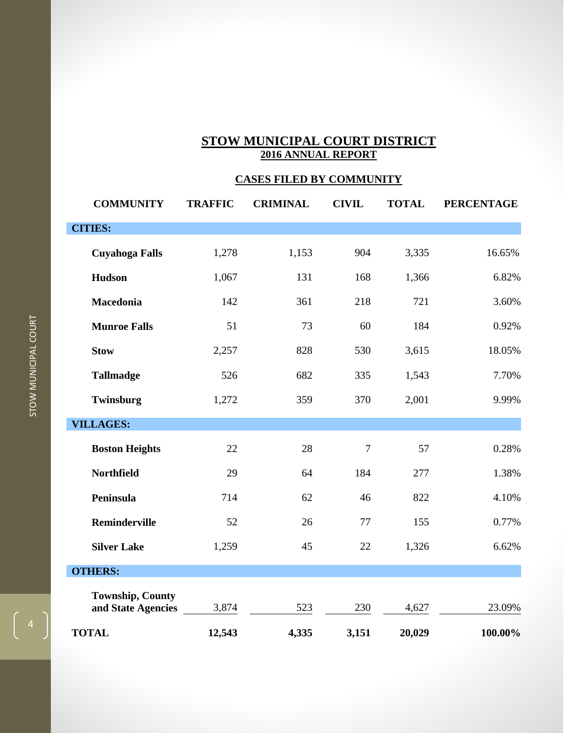# STOW MUNICIPAL COURT DISTRICT
## 2016 ANNUAL REPORT

### CASES FILED BY COMMUNITY

| COMMUNITY | TRAFFIC | CRIMINAL | CIVIL | TOTAL | PERCENTAGE |
|---|---|---|---|---|---|
| **CITIES:** | | | | | |
| **Cuyahoga Falls** | 1,278 | 1,153 | 904 | 3,335 | 16.65% |
| **Hudson** | 1,067 | 131 | 168 | 1,366 | 6.82% |
| **Macedonia** | 142 | 361 | 218 | 721 | 3.60% |
| **Munroe Falls** | 51 | 73 | 60 | 184 | 0.92% |
| **Stow** | 2,257 | 828 | 530 | 3,615 | 18.05% |
| **Tallmadge** | 526 | 682 | 335 | 1,543 | 7.70% |
| **Twinsburg** | 1,272 | 359 | 370 | 2,001 | 9.99% |
| **VILLAGES:** | | | | | |
| **Boston Heights** | 22 | 28 | 7 | 57 | 0.28% |
| **Northfield** | 29 | 64 | 184 | 277 | 1.38% |
| **Peninsula** | 714 | 62 | 46 | 822 | 4.10% |
| **Reminderville** | 52 | 26 | 77 | 155 | 0.77% |
| **Silver Lake** | 1,259 | 45 | 22 | 1,326 | 6.62% |
| **OTHERS:** | | | | | |
| **Township, County and State Agencies** | 3,874 | 523 | 230 | 4,627 | 23.09% |
| **TOTAL** | **12,543** | **4,335** | **3,151** | **20,029** | **100.00%** |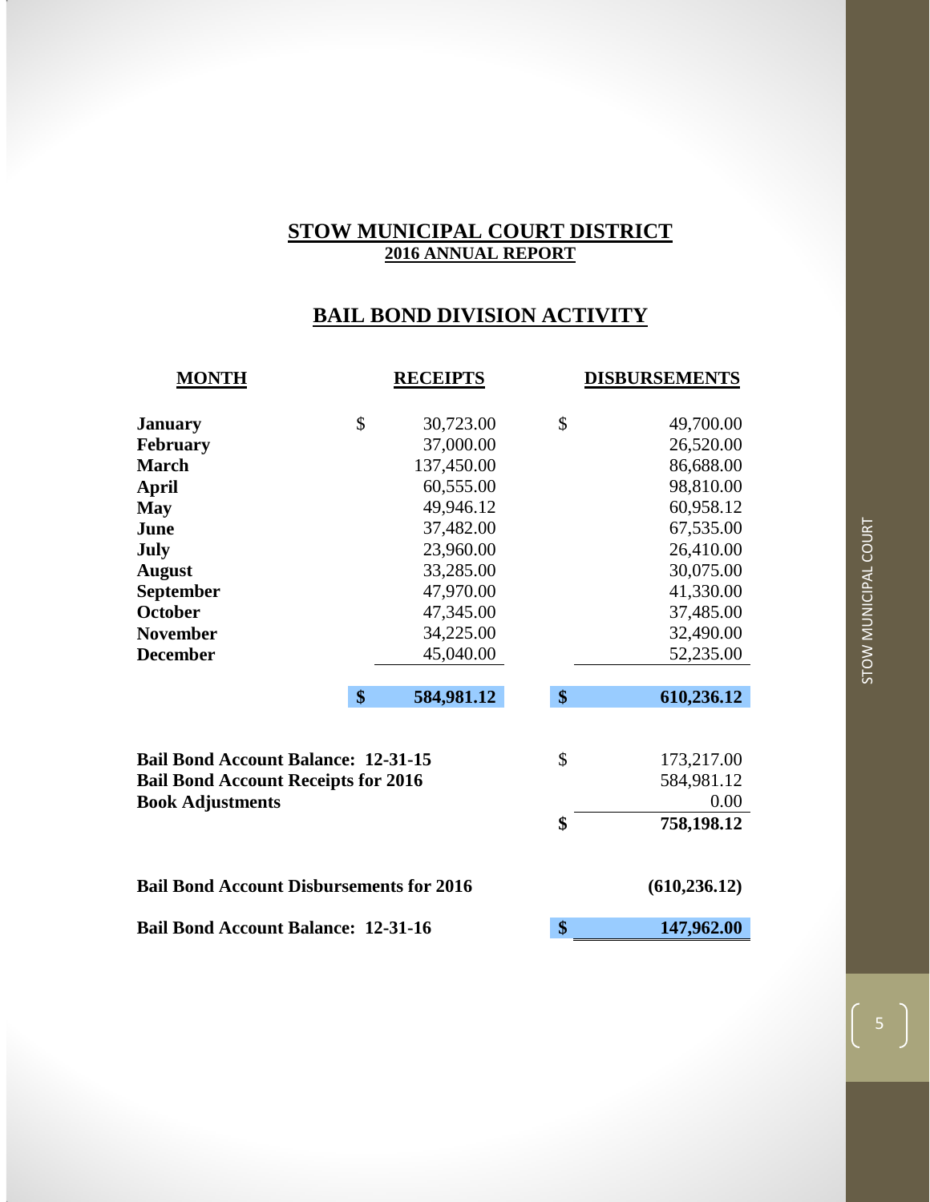# STOW MUNICIPAL COURT DISTRICT

## 2016 ANNUAL REPORT

## BAIL BOND DIVISION ACTIVITY

| MONTH | RECEIPTS | DISBURSEMENTS |
|---|---|---|
| January | $ 30,723.00 | $ 49,700.00 |
| February | 37,000.00 | 26,520.00 |
| March | 137,450.00 | 86,688.00 |
| April | 60,555.00 | 98,810.00 |
| May | 49,946.12 | 60,958.12 |
| June | 37,482.00 | 67,535.00 |
| July | 23,960.00 | 26,410.00 |
| August | 33,285.00 | 30,075.00 |
| September | 47,970.00 | 41,330.00 |
| October | 47,345.00 | 37,485.00 |
| November | 34,225.00 | 32,490.00 |
| December | 45,040.00 | 52,235.00 |
| | **$ 584,981.12** | **$ 610,236.12** |

| | |
|---|---|
| **Bail Bond Account Balance: 12-31-15** | $ 173,217.00 |
| **Bail Bond Account Receipts for 2016** | 584,981.12 |
| **Book Adjustments** | 0.00 |
| | **$ 758,198.12** |
| **Bail Bond Account Disbursements for 2016** | **(610,236.12)** |
| **Bail Bond Account Balance: 12-31-16** | **$ 147,962.00** |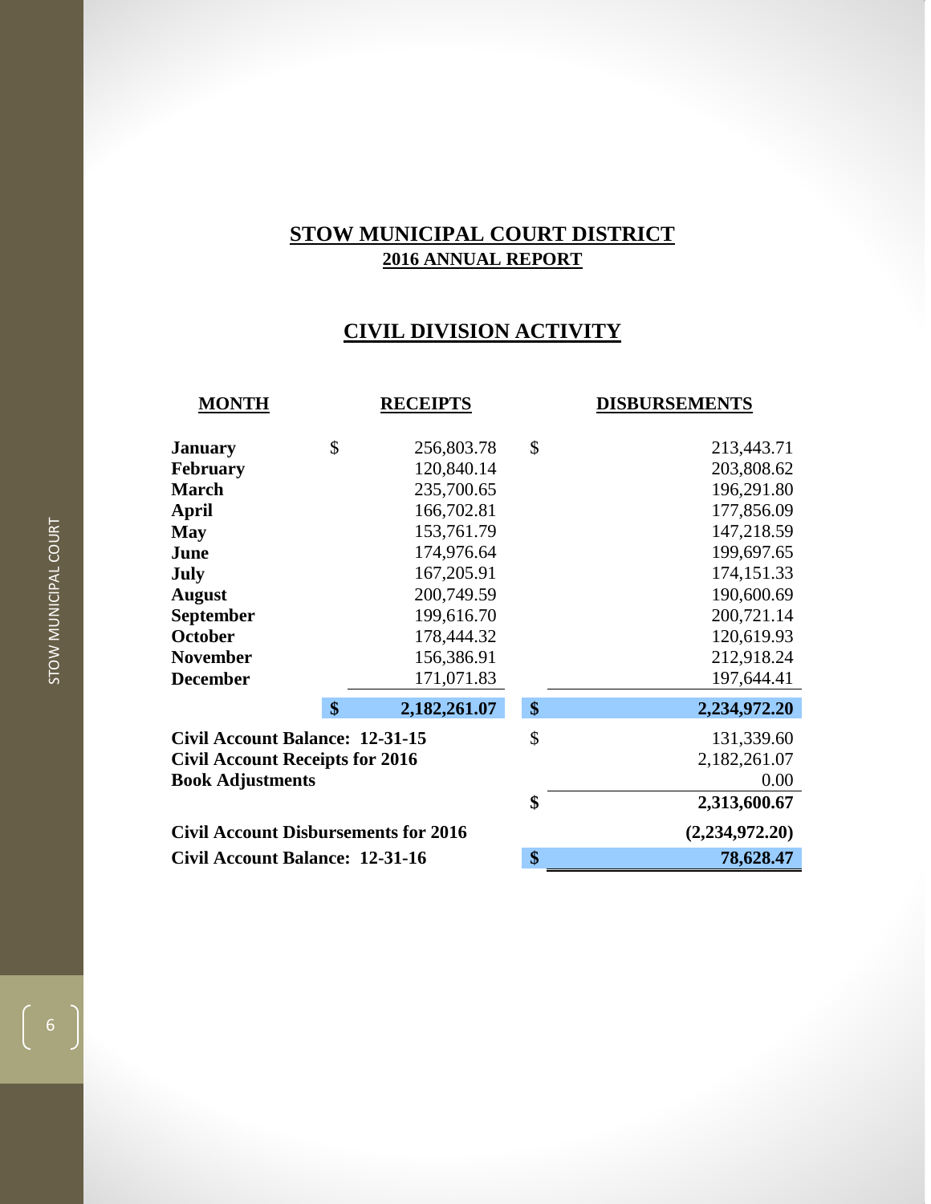# STOW MUNICIPAL COURT DISTRICT

## 2016 ANNUAL REPORT

## CIVIL DIVISION ACTIVITY

| MONTH | RECEIPTS | DISBURSEMENTS |
|---|---|---|
| **January** | $ 256,803.78 | $ 213,443.71 |
| **February** | 120,840.14 | 203,808.62 |
| **March** | 235,700.65 | 196,291.80 |
| **April** | 166,702.81 | 177,856.09 |
| **May** | 153,761.79 | 147,218.59 |
| **June** | 174,976.64 | 199,697.65 |
| **July** | 167,205.91 | 174,151.33 |
| **August** | 200,749.59 | 190,600.69 |
| **September** | 199,616.70 | 200,721.14 |
| **October** | 178,444.32 | 120,619.93 |
| **November** | 156,386.91 | 212,918.24 |
| **December** | 171,071.83 | 197,644.41 |
| | **$ 2,182,261.07** | **$ 2,234,972.20** |

| | |
|---|---|
| **Civil Account Balance: 12-31-15** | $ 131,339.60 |
| **Civil Account Receipts for 2016** | 2,182,261.07 |
| **Book Adjustments** | 0.00 |
| | **$ 2,313,600.67** |
| **Civil Account Disbursements for 2016** | **(2,234,972.20)** |
| **Civil Account Balance: 12-31-16** | **$ 78,628.47** |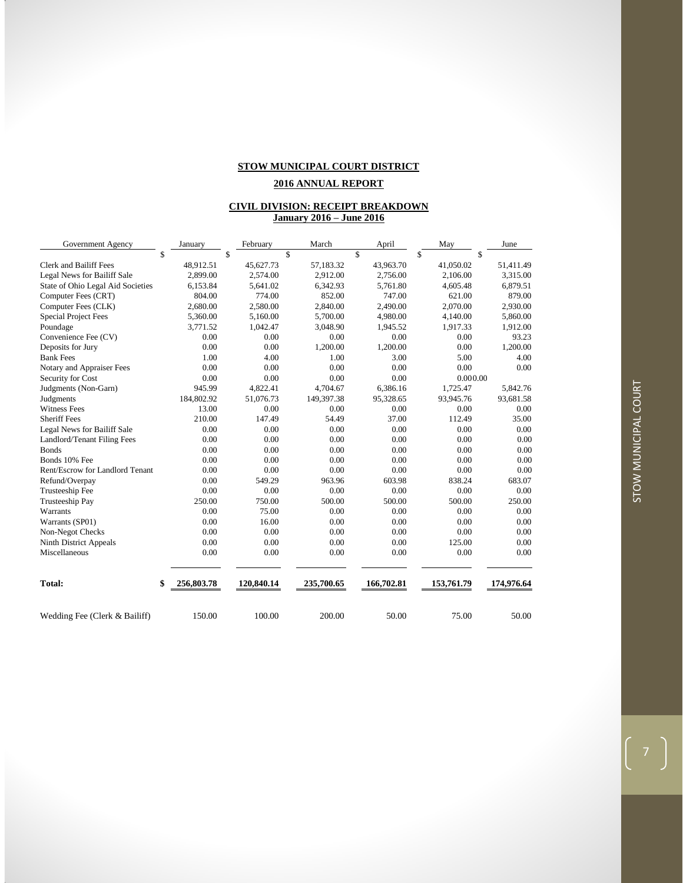**STOW MUNICIPAL COURT DISTRICT**

**2016 ANNUAL REPORT**

**CIVIL DIVISION: RECEIPT BREAKDOWN**
**January 2016 – June 2016**

| Government Agency | January | February | March | April | May | June |
|---|---|---|---|---|---|---|
| | $ | $ | $ | $ | $ | $ |
| Clerk and Bailiff Fees | 48,912.51 | 45,627.73 | 57,183.32 | 43,963.70 | 41,050.02 | 51,411.49 |
| Legal News for Bailiff Sale | 2,899.00 | 2,574.00 | 2,912.00 | 2,756.00 | 2,106.00 | 3,315.00 |
| State of Ohio Legal Aid Societies | 6,153.84 | 5,641.02 | 6,342.93 | 5,761.80 | 4,605.48 | 6,879.51 |
| Computer Fees (CRT) | 804.00 | 774.00 | 852.00 | 747.00 | 621.00 | 879.00 |
| Computer Fees (CLK) | 2,680.00 | 2,580.00 | 2,840.00 | 2,490.00 | 2,070.00 | 2,930.00 |
| Special Project Fees | 5,360.00 | 5,160.00 | 5,700.00 | 4,980.00 | 4,140.00 | 5,860.00 |
| Poundage | 3,771.52 | 1,042.47 | 3,048.90 | 1,945.52 | 1,917.33 | 1,912.00 |
| Convenience Fee (CV) | 0.00 | 0.00 | 0.00 | 0.00 | 0.00 | 93.23 |
| Deposits for Jury | 0.00 | 0.00 | 1,200.00 | 1,200.00 | 0.00 | 1,200.00 |
| Bank Fees | 1.00 | 4.00 | 1.00 | 3.00 | 5.00 | 4.00 |
| Notary and Appraiser Fees | 0.00 | 0.00 | 0.00 | 0.00 | 0.00 | 0.00 |
| Security for Cost | 0.00 | 0.00 | 0.00 | 0.00 | 0.000.00 | |
| Judgments (Non-Garn) | 945.99 | 4,822.41 | 4,704.67 | 6,386.16 | 1,725.47 | 5,842.76 |
| Judgments | 184,802.92 | 51,076.73 | 149,397.38 | 95,328.65 | 93,945.76 | 93,681.58 |
| Witness Fees | 13.00 | 0.00 | 0.00 | 0.00 | 0.00 | 0.00 |
| Sheriff Fees | 210.00 | 147.49 | 54.49 | 37.00 | 112.49 | 35.00 |
| Legal News for Bailiff Sale | 0.00 | 0.00 | 0.00 | 0.00 | 0.00 | 0.00 |
| Landlord/Tenant Filing Fees | 0.00 | 0.00 | 0.00 | 0.00 | 0.00 | 0.00 |
| Bonds | 0.00 | 0.00 | 0.00 | 0.00 | 0.00 | 0.00 |
| Bonds 10% Fee | 0.00 | 0.00 | 0.00 | 0.00 | 0.00 | 0.00 |
| Rent/Escrow for Landlord Tenant | 0.00 | 0.00 | 0.00 | 0.00 | 0.00 | 0.00 |
| Refund/Overpay | 0.00 | 549.29 | 963.96 | 603.98 | 838.24 | 683.07 |
| Trusteeship Fee | 0.00 | 0.00 | 0.00 | 0.00 | 0.00 | 0.00 |
| Trusteeship Pay | 250.00 | 750.00 | 500.00 | 500.00 | 500.00 | 250.00 |
| Warrants | 0.00 | 75.00 | 0.00 | 0.00 | 0.00 | 0.00 |
| Warrants (SP01) | 0.00 | 16.00 | 0.00 | 0.00 | 0.00 | 0.00 |
| Non-Negot Checks | 0.00 | 0.00 | 0.00 | 0.00 | 0.00 | 0.00 |
| Ninth District Appeals | 0.00 | 0.00 | 0.00 | 0.00 | 125.00 | 0.00 |
| Miscellaneous | 0.00 | 0.00 | 0.00 | 0.00 | 0.00 | 0.00 |
| **Total:** | **$ 256,803.78** | **120,840.14** | **235,700.65** | **166,702.81** | **153,761.79** | **174,976.64** |
| Wedding Fee (Clerk & Bailiff) | 150.00 | 100.00 | 200.00 | 50.00 | 75.00 | 50.00 |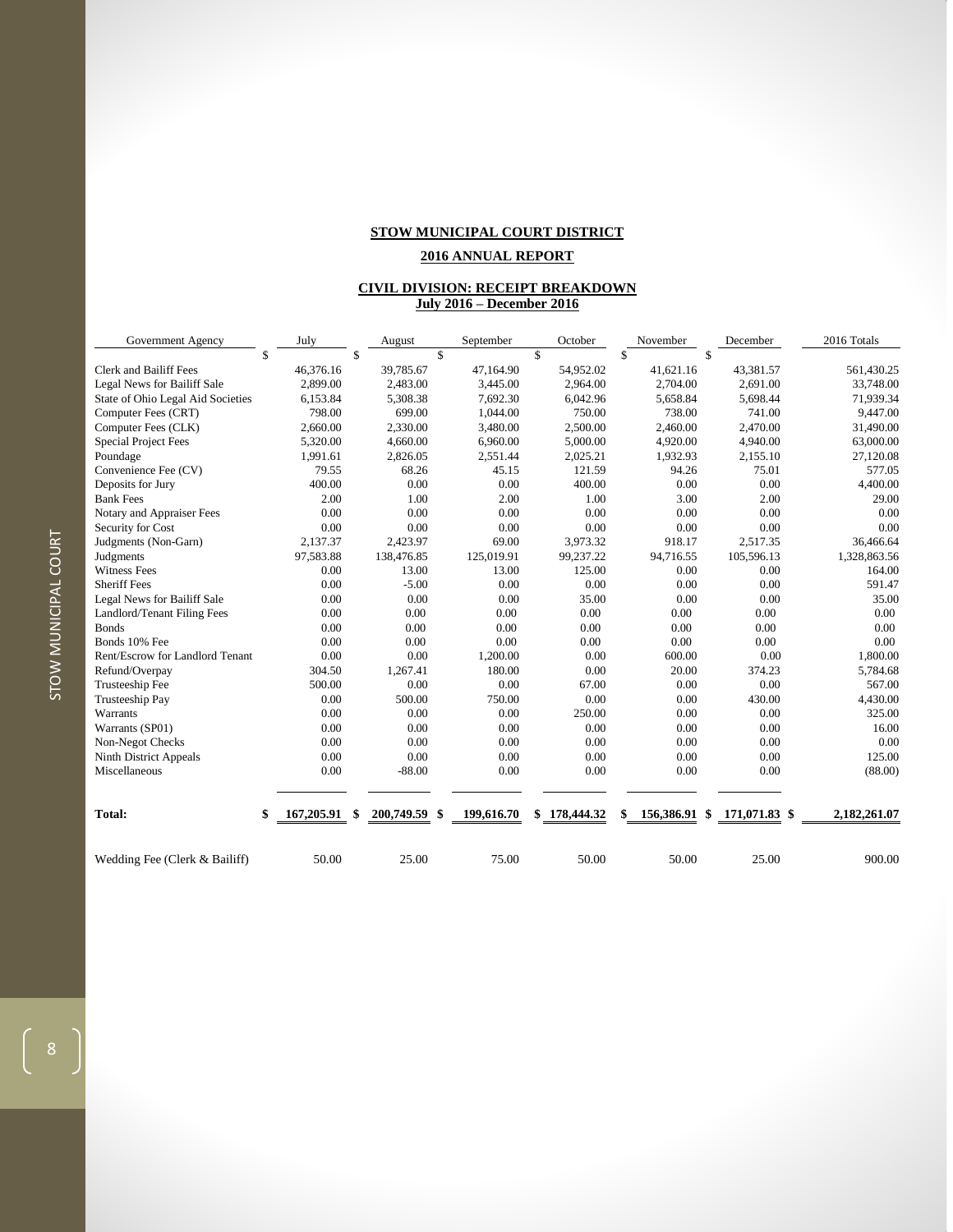**STOW MUNICIPAL COURT DISTRICT**

**2016 ANNUAL REPORT**

**CIVIL DIVISION: RECEIPT BREAKDOWN**
**July 2016 – December 2016**

| Government Agency | July | August | September | October | November | December | 2016 Totals |
|---|---|---|---|---|---|---|---|
| | $ | $ | $ | $ | $ | $ | |
| Clerk and Bailiff Fees | 46,376.16 | 39,785.67 | 47,164.90 | 54,952.02 | 41,621.16 | 43,381.57 | 561,430.25 |
| Legal News for Bailiff Sale | 2,899.00 | 2,483.00 | 3,445.00 | 2,964.00 | 2,704.00 | 2,691.00 | 33,748.00 |
| State of Ohio Legal Aid Societies | 6,153.84 | 5,308.38 | 7,692.30 | 6,042.96 | 5,658.84 | 5,698.44 | 71,939.34 |
| Computer Fees (CRT) | 798.00 | 699.00 | 1,044.00 | 750.00 | 738.00 | 741.00 | 9,447.00 |
| Computer Fees (CLK) | 2,660.00 | 2,330.00 | 3,480.00 | 2,500.00 | 2,460.00 | 2,470.00 | 31,490.00 |
| Special Project Fees | 5,320.00 | 4,660.00 | 6,960.00 | 5,000.00 | 4,920.00 | 4,940.00 | 63,000.00 |
| Poundage | 1,991.61 | 2,826.05 | 2,551.44 | 2,025.21 | 1,932.93 | 2,155.10 | 27,120.08 |
| Convenience Fee (CV) | 79.55 | 68.26 | 45.15 | 121.59 | 94.26 | 75.01 | 577.05 |
| Deposits for Jury | 400.00 | 0.00 | 0.00 | 400.00 | 0.00 | 0.00 | 4,400.00 |
| Bank Fees | 2.00 | 1.00 | 2.00 | 1.00 | 3.00 | 2.00 | 29.00 |
| Notary and Appraiser Fees | 0.00 | 0.00 | 0.00 | 0.00 | 0.00 | 0.00 | 0.00 |
| Security for Cost | 0.00 | 0.00 | 0.00 | 0.00 | 0.00 | 0.00 | 0.00 |
| Judgments (Non-Garn) | 2,137.37 | 2,423.97 | 69.00 | 3,973.32 | 918.17 | 2,517.35 | 36,466.64 |
| Judgments | 97,583.88 | 138,476.85 | 125,019.91 | 99,237.22 | 94,716.55 | 105,596.13 | 1,328,863.56 |
| Witness Fees | 0.00 | 13.00 | 13.00 | 125.00 | 0.00 | 0.00 | 164.00 |
| Sheriff Fees | 0.00 | -5.00 | 0.00 | 0.00 | 0.00 | 0.00 | 591.47 |
| Legal News for Bailiff Sale | 0.00 | 0.00 | 0.00 | 35.00 | 0.00 | 0.00 | 35.00 |
| Landlord/Tenant Filing Fees | 0.00 | 0.00 | 0.00 | 0.00 | 0.00 | 0.00 | 0.00 |
| Bonds | 0.00 | 0.00 | 0.00 | 0.00 | 0.00 | 0.00 | 0.00 |
| Bonds 10% Fee | 0.00 | 0.00 | 0.00 | 0.00 | 0.00 | 0.00 | 0.00 |
| Rent/Escrow for Landlord Tenant | 0.00 | 0.00 | 1,200.00 | 0.00 | 600.00 | 0.00 | 1,800.00 |
| Refund/Overpay | 304.50 | 1,267.41 | 180.00 | 0.00 | 20.00 | 374.23 | 5,784.68 |
| Trusteeship Fee | 500.00 | 0.00 | 0.00 | 67.00 | 0.00 | 0.00 | 567.00 |
| Trusteeship Pay | 0.00 | 500.00 | 750.00 | 0.00 | 0.00 | 430.00 | 4,430.00 |
| Warrants | 0.00 | 0.00 | 0.00 | 250.00 | 0.00 | 0.00 | 325.00 |
| Warrants (SP01) | 0.00 | 0.00 | 0.00 | 0.00 | 0.00 | 0.00 | 16.00 |
| Non-Negot Checks | 0.00 | 0.00 | 0.00 | 0.00 | 0.00 | 0.00 | 0.00 |
| Ninth District Appeals | 0.00 | 0.00 | 0.00 | 0.00 | 0.00 | 0.00 | 125.00 |
| Miscellaneous | 0.00 | -88.00 | 0.00 | 0.00 | 0.00 | 0.00 | (88.00) |
| **Total:** | **$ 167,205.91** | **$ 200,749.59** | **$ 199,616.70** | **$ 178,444.32** | **$ 156,386.91** | **$ 171,071.83** | **$ 2,182,261.07** |
| Wedding Fee (Clerk & Bailiff) | 50.00 | 25.00 | 75.00 | 50.00 | 50.00 | 25.00 | 900.00 |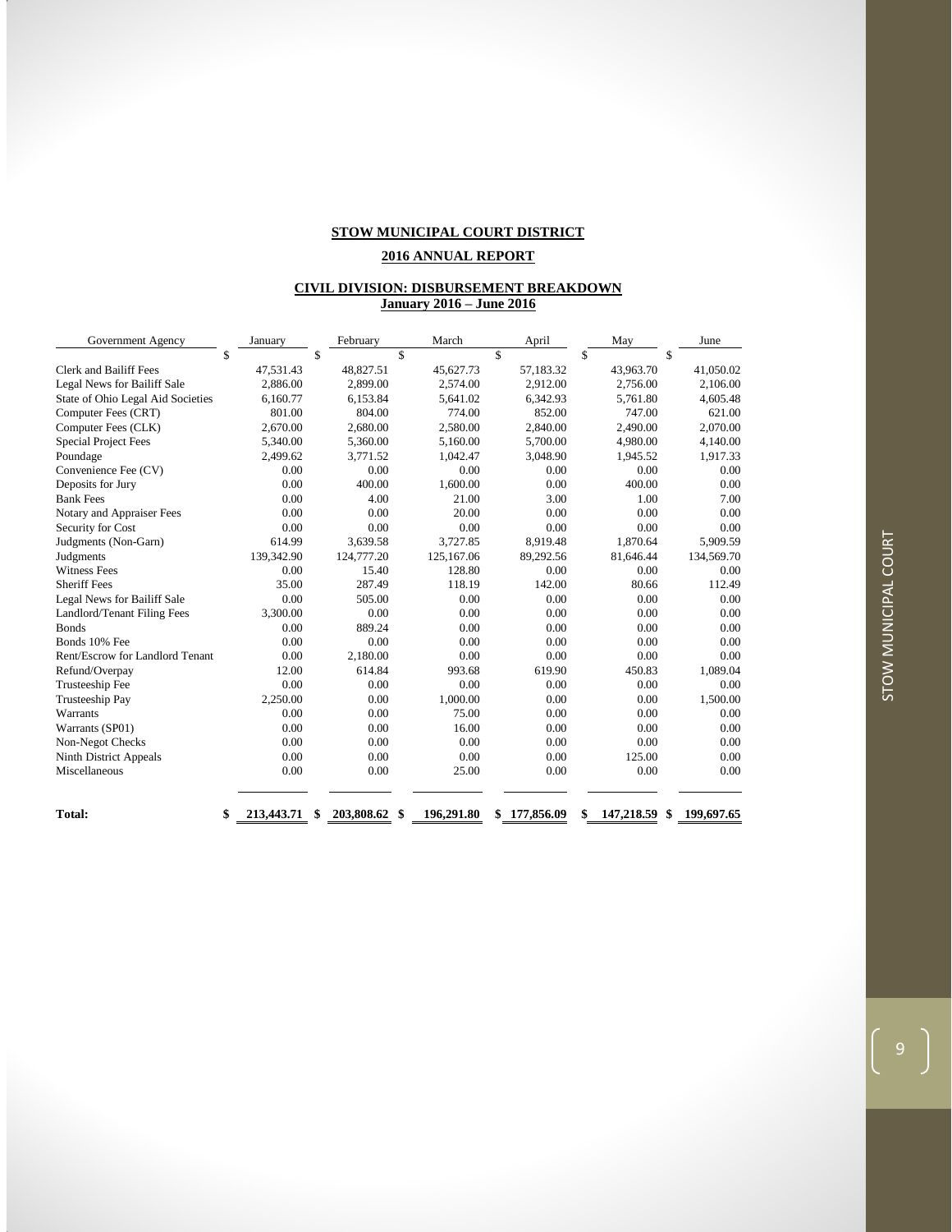**STOW MUNICIPAL COURT DISTRICT**

**2016 ANNUAL REPORT**

**CIVIL DIVISION: DISBURSEMENT BREAKDOWN**
**January 2016 – June 2016**

| Government Agency | January | February | March | April | May | June |
|---|---|---|---|---|---|---|
| | $ | $ | $ | $ | $ | $ |
| Clerk and Bailiff Fees | 47,531.43 | 48,827.51 | 45,627.73 | 57,183.32 | 43,963.70 | 41,050.02 |
| Legal News for Bailiff Sale | 2,886.00 | 2,899.00 | 2,574.00 | 2,912.00 | 2,756.00 | 2,106.00 |
| State of Ohio Legal Aid Societies | 6,160.77 | 6,153.84 | 5,641.02 | 6,342.93 | 5,761.80 | 4,605.48 |
| Computer Fees (CRT) | 801.00 | 804.00 | 774.00 | 852.00 | 747.00 | 621.00 |
| Computer Fees (CLK) | 2,670.00 | 2,680.00 | 2,580.00 | 2,840.00 | 2,490.00 | 2,070.00 |
| Special Project Fees | 5,340.00 | 5,360.00 | 5,160.00 | 5,700.00 | 4,980.00 | 4,140.00 |
| Poundage | 2,499.62 | 3,771.52 | 1,042.47 | 3,048.90 | 1,945.52 | 1,917.33 |
| Convenience Fee (CV) | 0.00 | 0.00 | 0.00 | 0.00 | 0.00 | 0.00 |
| Deposits for Jury | 0.00 | 400.00 | 1,600.00 | 0.00 | 400.00 | 0.00 |
| Bank Fees | 0.00 | 4.00 | 21.00 | 3.00 | 1.00 | 7.00 |
| Notary and Appraiser Fees | 0.00 | 0.00 | 20.00 | 0.00 | 0.00 | 0.00 |
| Security for Cost | 0.00 | 0.00 | 0.00 | 0.00 | 0.00 | 0.00 |
| Judgments (Non-Garn) | 614.99 | 3,639.58 | 3,727.85 | 8,919.48 | 1,870.64 | 5,909.59 |
| Judgments | 139,342.90 | 124,777.20 | 125,167.06 | 89,292.56 | 81,646.44 | 134,569.70 |
| Witness Fees | 0.00 | 15.40 | 128.80 | 0.00 | 0.00 | 0.00 |
| Sheriff Fees | 35.00 | 287.49 | 118.19 | 142.00 | 80.66 | 112.49 |
| Legal News for Bailiff Sale | 0.00 | 505.00 | 0.00 | 0.00 | 0.00 | 0.00 |
| Landlord/Tenant Filing Fees | 3,300.00 | 0.00 | 0.00 | 0.00 | 0.00 | 0.00 |
| Bonds | 0.00 | 889.24 | 0.00 | 0.00 | 0.00 | 0.00 |
| Bonds 10% Fee | 0.00 | 0.00 | 0.00 | 0.00 | 0.00 | 0.00 |
| Rent/Escrow for Landlord Tenant | 0.00 | 2,180.00 | 0.00 | 0.00 | 0.00 | 0.00 |
| Refund/Overpay | 12.00 | 614.84 | 993.68 | 619.90 | 450.83 | 1,089.04 |
| Trusteeship Fee | 0.00 | 0.00 | 0.00 | 0.00 | 0.00 | 0.00 |
| Trusteeship Pay | 2,250.00 | 0.00 | 1,000.00 | 0.00 | 0.00 | 1,500.00 |
| Warrants | 0.00 | 0.00 | 75.00 | 0.00 | 0.00 | 0.00 |
| Warrants (SP01) | 0.00 | 0.00 | 16.00 | 0.00 | 0.00 | 0.00 |
| Non-Negot Checks | 0.00 | 0.00 | 0.00 | 0.00 | 0.00 | 0.00 |
| Ninth District Appeals | 0.00 | 0.00 | 0.00 | 0.00 | 125.00 | 0.00 |
| Miscellaneous | 0.00 | 0.00 | 25.00 | 0.00 | 0.00 | 0.00 |
| **Total:** | **$ 213,443.71** | **$ 203,808.62** | **$ 196,291.80** | **$ 177,856.09** | **$ 147,218.59** | **$ 199,697.65** |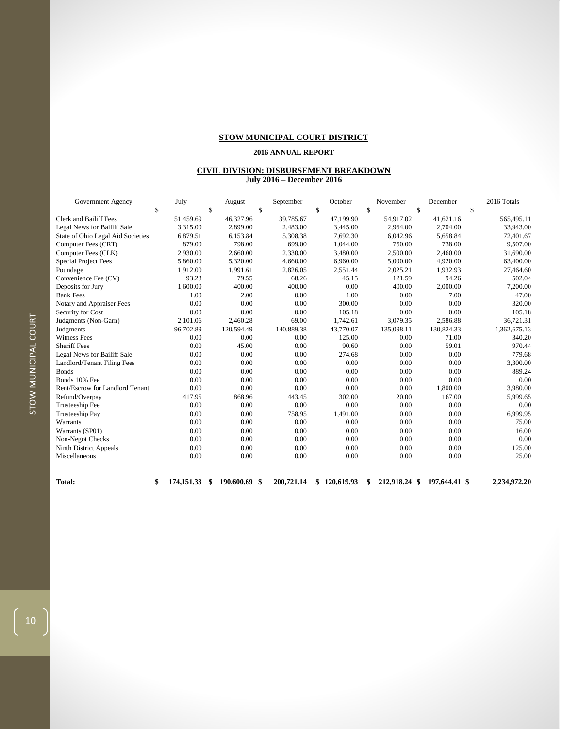# STOW MUNICIPAL COURT DISTRICT

## 2016 ANNUAL REPORT

### CIVIL DIVISION: DISBURSEMENT BREAKDOWN
### July 2016 – December 2016

| Government Agency | July | August | September | October | November | December | 2016 Totals |
|---|---|---|---|---|---|---|---|
| | $ | $ | $ | $ | $ | $ | $ |
| Clerk and Bailiff Fees | 51,459.69 | 46,327.96 | 39,785.67 | 47,199.90 | 54,917.02 | 41,621.16 | 565,495.11 |
| Legal News for Bailiff Sale | 3,315.00 | 2,899.00 | 2,483.00 | 3,445.00 | 2,964.00 | 2,704.00 | 33,943.00 |
| State of Ohio Legal Aid Societies | 6,879.51 | 6,153.84 | 5,308.38 | 7,692.30 | 6,042.96 | 5,658.84 | 72,401.67 |
| Computer Fees (CRT) | 879.00 | 798.00 | 699.00 | 1,044.00 | 750.00 | 738.00 | 9,507.00 |
| Computer Fees (CLK) | 2,930.00 | 2,660.00 | 2,330.00 | 3,480.00 | 2,500.00 | 2,460.00 | 31,690.00 |
| Special Project Fees | 5,860.00 | 5,320.00 | 4,660.00 | 6,960.00 | 5,000.00 | 4,920.00 | 63,400.00 |
| Poundage | 1,912.00 | 1,991.61 | 2,826.05 | 2,551.44 | 2,025.21 | 1,932.93 | 27,464.60 |
| Convenience Fee (CV) | 93.23 | 79.55 | 68.26 | 45.15 | 121.59 | 94.26 | 502.04 |
| Deposits for Jury | 1,600.00 | 400.00 | 400.00 | 0.00 | 400.00 | 2,000.00 | 7,200.00 |
| Bank Fees | 1.00 | 2.00 | 0.00 | 1.00 | 0.00 | 7.00 | 47.00 |
| Notary and Appraiser Fees | 0.00 | 0.00 | 0.00 | 300.00 | 0.00 | 0.00 | 320.00 |
| Security for Cost | 0.00 | 0.00 | 0.00 | 105.18 | 0.00 | 0.00 | 105.18 |
| Judgments (Non-Garn) | 2,101.06 | 2,460.28 | 69.00 | 1,742.61 | 3,079.35 | 2,586.88 | 36,721.31 |
| Judgments | 96,702.89 | 120,594.49 | 140,889.38 | 43,770.07 | 135,098.11 | 130,824.33 | 1,362,675.13 |
| Witness Fees | 0.00 | 0.00 | 0.00 | 125.00 | 0.00 | 71.00 | 340.20 |
| Sheriff Fees | 0.00 | 45.00 | 0.00 | 90.60 | 0.00 | 59.01 | 970.44 |
| Legal News for Bailiff Sale | 0.00 | 0.00 | 0.00 | 274.68 | 0.00 | 0.00 | 779.68 |
| Landlord/Tenant Filing Fees | 0.00 | 0.00 | 0.00 | 0.00 | 0.00 | 0.00 | 3,300.00 |
| Bonds | 0.00 | 0.00 | 0.00 | 0.00 | 0.00 | 0.00 | 889.24 |
| Bonds 10% Fee | 0.00 | 0.00 | 0.00 | 0.00 | 0.00 | 0.00 | 0.00 |
| Rent/Escrow for Landlord Tenant | 0.00 | 0.00 | 0.00 | 0.00 | 0.00 | 1,800.00 | 3,980.00 |
| Refund/Overpay | 417.95 | 868.96 | 443.45 | 302.00 | 20.00 | 167.00 | 5,999.65 |
| Trusteeship Fee | 0.00 | 0.00 | 0.00 | 0.00 | 0.00 | 0.00 | 0.00 |
| Trusteeship Pay | 0.00 | 0.00 | 758.95 | 1,491.00 | 0.00 | 0.00 | 6,999.95 |
| Warrants | 0.00 | 0.00 | 0.00 | 0.00 | 0.00 | 0.00 | 75.00 |
| Warrants (SP01) | 0.00 | 0.00 | 0.00 | 0.00 | 0.00 | 0.00 | 16.00 |
| Non-Negot Checks | 0.00 | 0.00 | 0.00 | 0.00 | 0.00 | 0.00 | 0.00 |
| Ninth District Appeals | 0.00 | 0.00 | 0.00 | 0.00 | 0.00 | 0.00 | 125.00 |
| Miscellaneous | 0.00 | 0.00 | 0.00 | 0.00 | 0.00 | 0.00 | 25.00 |
| **Total:** | **$ 174,151.33** | **$ 190,600.69** | **$ 200,721.14** | **$ 120,619.93** | **$ 212,918.24** | **$ 197,644.41** | **$ 2,234,972.20** |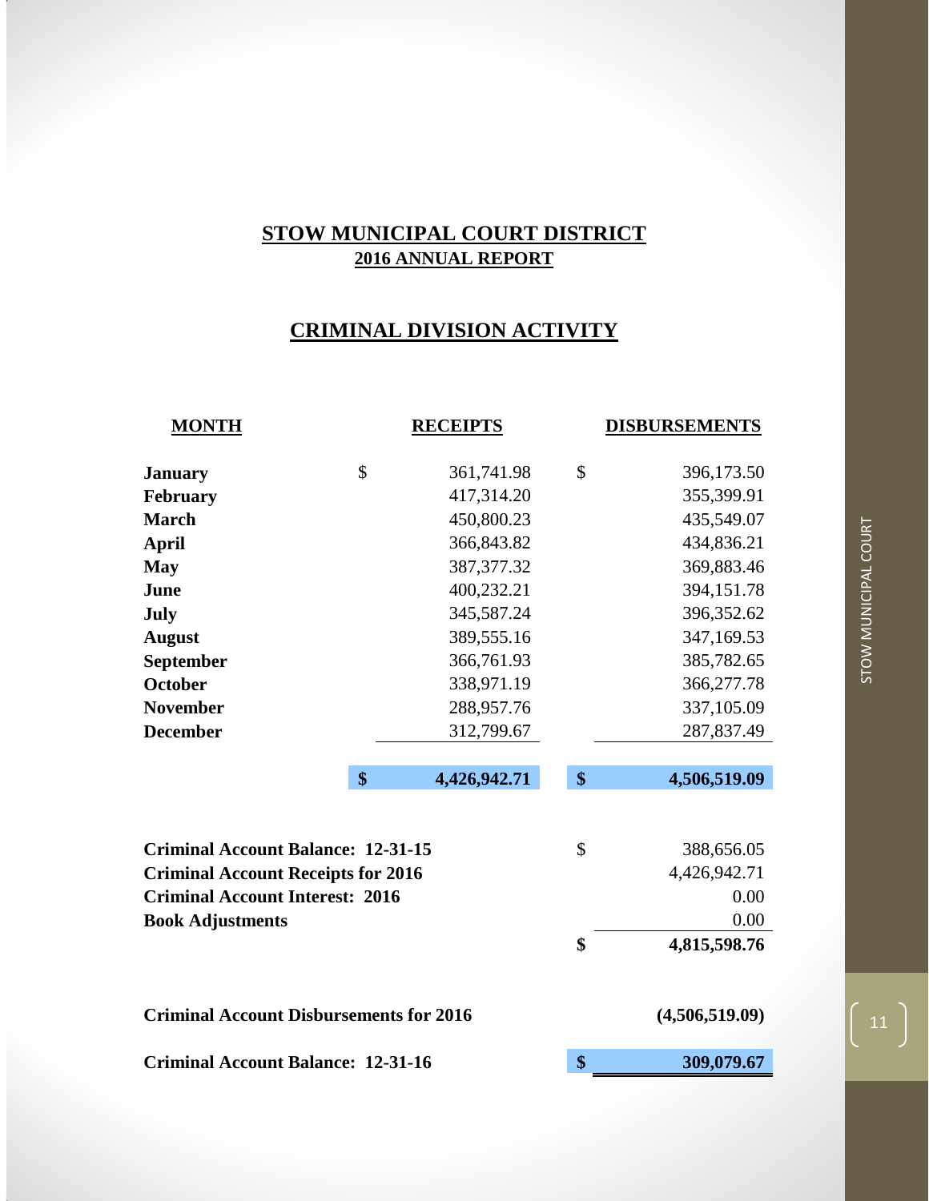# STOW MUNICIPAL COURT DISTRICT

## 2016 ANNUAL REPORT

## CRIMINAL DIVISION ACTIVITY

| MONTH | RECEIPTS | DISBURSEMENTS |
|---|---|---|
| January | $ 361,741.98 | $ 396,173.50 |
| February | 417,314.20 | 355,399.91 |
| March | 450,800.23 | 435,549.07 |
| April | 366,843.82 | 434,836.21 |
| May | 387,377.32 | 369,883.46 |
| June | 400,232.21 | 394,151.78 |
| July | 345,587.24 | 396,352.62 |
| August | 389,555.16 | 347,169.53 |
| September | 366,761.93 | 385,782.65 |
| October | 338,971.19 | 366,277.78 |
| November | 288,957.76 | 337,105.09 |
| December | 312,799.67 | 287,837.49 |
| | **$ 4,426,942.71** | **$ 4,506,519.09** |

| | |
|---|---|
| **Criminal Account Balance: 12-31-15** | $ 388,656.05 |
| **Criminal Account Receipts for 2016** | 4,426,942.71 |
| **Criminal Account Interest: 2016** | 0.00 |
| **Book Adjustments** | 0.00 |
| | **$ 4,815,598.76** |
| **Criminal Account Disbursements for 2016** | **(4,506,519.09)** |
| **Criminal Account Balance: 12-31-16** | **$ 309,079.67** |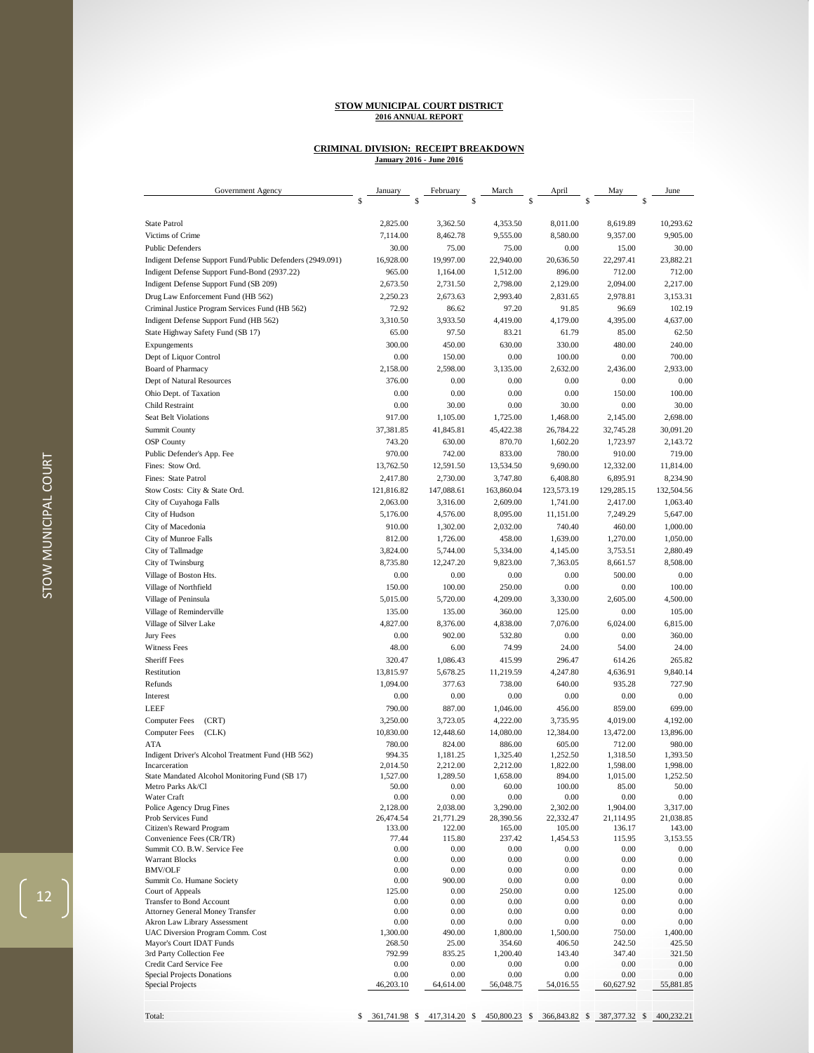**STOW MUNICIPAL COURT DISTRICT**
**2016 ANNUAL REPORT**

**CRIMINAL DIVISION: RECEIPT BREAKDOWN**
**January 2016 - June 2016**

| Government Agency | January | February | March | April | May | June |
|---|---|---|---|---|---|---|
| | $ | $ | $ | $ | $ | $ |
| State Patrol | 2,825.00 | 3,362.50 | 4,353.50 | 8,011.00 | 8,619.89 | 10,293.62 |
| Victims of Crime | 7,114.00 | 8,462.78 | 9,555.00 | 8,580.00 | 9,357.00 | 9,905.00 |
| Public Defenders | 30.00 | 75.00 | 75.00 | 0.00 | 15.00 | 30.00 |
| Indigent Defense Support Fund/Public Defenders (2949.091) | 16,928.00 | 19,997.00 | 22,940.00 | 20,636.50 | 22,297.41 | 23,882.21 |
| Indigent Defense Support Fund-Bond (2937.22) | 965.00 | 1,164.00 | 1,512.00 | 896.00 | 712.00 | 712.00 |
| Indigent Defense Support Fund (SB 209) | 2,673.50 | 2,731.50 | 2,798.00 | 2,129.00 | 2,094.00 | 2,217.00 |
| Drug Law Enforcement Fund (HB 562) | 2,250.23 | 2,673.63 | 2,993.40 | 2,831.65 | 2,978.81 | 3,153.31 |
| Criminal Justice Program Services Fund (HB 562) | 72.92 | 86.62 | 97.20 | 91.85 | 96.69 | 102.19 |
| Indigent Defense Support Fund (HB 562) | 3,310.50 | 3,933.50 | 4,419.00 | 4,179.00 | 4,395.00 | 4,637.00 |
| State Highway Safety Fund (SB 17) | 65.00 | 97.50 | 83.21 | 61.79 | 85.00 | 62.50 |
| Expungements | 300.00 | 450.00 | 630.00 | 330.00 | 480.00 | 240.00 |
| Dept of Liquor Control | 0.00 | 150.00 | 0.00 | 100.00 | 0.00 | 700.00 |
| Board of Pharmacy | 2,158.00 | 2,598.00 | 3,135.00 | 2,632.00 | 2,436.00 | 2,933.00 |
| Dept of Natural Resources | 376.00 | 0.00 | 0.00 | 0.00 | 0.00 | 0.00 |
| Ohio Dept. of Taxation | 0.00 | 0.00 | 0.00 | 0.00 | 150.00 | 100.00 |
| Child Restraint | 0.00 | 30.00 | 0.00 | 30.00 | 0.00 | 30.00 |
| Seat Belt Violations | 917.00 | 1,105.00 | 1,725.00 | 1,468.00 | 2,145.00 | 2,698.00 |
| Summit County | 37,381.85 | 41,845.81 | 45,422.38 | 26,784.22 | 32,745.28 | 30,091.20 |
| OSP County | 743.20 | 630.00 | 870.70 | 1,602.20 | 1,723.97 | 2,143.72 |
| Public Defender's App. Fee | 970.00 | 742.00 | 833.00 | 780.00 | 910.00 | 719.00 |
| Fines: Stow Ord. | 13,762.50 | 12,591.50 | 13,534.50 | 9,690.00 | 12,332.00 | 11,814.00 |
| Fines: State Patrol | 2,417.80 | 2,730.00 | 3,747.80 | 6,408.80 | 6,895.91 | 8,234.90 |
| Stow Costs: City & State Ord. | 121,816.82 | 147,088.61 | 163,860.04 | 123,573.19 | 129,285.15 | 132,504.56 |
| City of Cuyahoga Falls | 2,063.00 | 3,316.00 | 2,609.00 | 1,741.00 | 2,417.00 | 1,063.40 |
| City of Hudson | 5,176.00 | 4,576.00 | 8,095.00 | 11,151.00 | 7,249.29 | 5,647.00 |
| City of Macedonia | 910.00 | 1,302.00 | 2,032.00 | 740.40 | 460.00 | 1,000.00 |
| City of Munroe Falls | 812.00 | 1,726.00 | 458.00 | 1,639.00 | 1,270.00 | 1,050.00 |
| City of Tallmadge | 3,824.00 | 5,744.00 | 5,334.00 | 4,145.00 | 3,753.51 | 2,880.49 |
| City of Twinsburg | 8,735.80 | 12,247.20 | 9,823.00 | 7,363.05 | 8,661.57 | 8,508.00 |
| Village of Boston Hts. | 0.00 | 0.00 | 0.00 | 0.00 | 500.00 | 0.00 |
| Village of Northfield | 150.00 | 100.00 | 250.00 | 0.00 | 0.00 | 100.00 |
| Village of Peninsula | 5,015.00 | 5,720.00 | 4,209.00 | 3,330.00 | 2,605.00 | 4,500.00 |
| Village of Reminderville | 135.00 | 135.00 | 360.00 | 125.00 | 0.00 | 105.00 |
| Village of Silver Lake | 4,827.00 | 8,376.00 | 4,838.00 | 7,076.00 | 6,024.00 | 6,815.00 |
| Jury Fees | 0.00 | 902.00 | 532.80 | 0.00 | 0.00 | 360.00 |
| Witness Fees | 48.00 | 6.00 | 74.99 | 24.00 | 54.00 | 24.00 |
| Sheriff Fees | 320.47 | 1,086.43 | 415.99 | 296.47 | 614.26 | 265.82 |
| Restitution | 13,815.97 | 5,678.25 | 11,219.59 | 4,247.80 | 4,636.91 | 9,840.14 |
| Refunds | 1,094.00 | 377.63 | 738.00 | 640.00 | 935.28 | 727.90 |
| Interest | 0.00 | 0.00 | 0.00 | 0.00 | 0.00 | 0.00 |
| LEEF | 790.00 | 887.00 | 1,046.00 | 456.00 | 859.00 | 699.00 |
| Computer Fees (CRT) | 3,250.00 | 3,723.05 | 4,222.00 | 3,735.95 | 4,019.00 | 4,192.00 |
| Computer Fees (CLK) | 10,830.00 | 12,448.60 | 14,080.00 | 12,384.00 | 13,472.00 | 13,896.00 |
| ATA | 780.00 | 824.00 | 886.00 | 605.00 | 712.00 | 980.00 |
| Indigent Driver's Alcohol Treatment Fund (HB 562) | 994.35 | 1,181.25 | 1,325.40 | 1,252.50 | 1,318.50 | 1,393.50 |
| Incarceration | 2,014.50 | 2,212.00 | 2,212.00 | 1,822.00 | 1,598.00 | 1,998.00 |
| State Mandated Alcohol Monitoring Fund (SB 17) | 1,527.00 | 1,289.50 | 1,658.00 | 894.00 | 1,015.00 | 1,252.50 |
| Metro Parks Ak/Cl | 50.00 | 0.00 | 60.00 | 100.00 | 85.00 | 50.00 |
| Water Craft | 0.00 | 0.00 | 0.00 | 0.00 | 0.00 | 0.00 |
| Police Agency Drug Fines | 2,128.00 | 2,038.00 | 3,290.00 | 2,302.00 | 1,904.00 | 3,317.00 |
| Prob Services Fund | 26,474.54 | 21,771.29 | 28,390.56 | 22,332.47 | 21,114.95 | 21,038.85 |
| Citizen's Reward Program | 133.00 | 122.00 | 165.00 | 105.00 | 136.17 | 143.00 |
| Convenience Fees (CR/TR) | 77.44 | 115.80 | 237.42 | 1,454.53 | 115.95 | 3,153.55 |
| Summit CO. B.W. Service Fee | 0.00 | 0.00 | 0.00 | 0.00 | 0.00 | 0.00 |
| Warrant Blocks | 0.00 | 0.00 | 0.00 | 0.00 | 0.00 | 0.00 |
| BMV/OLF | 0.00 | 0.00 | 0.00 | 0.00 | 0.00 | 0.00 |
| Summit Co. Humane Society | 0.00 | 900.00 | 0.00 | 0.00 | 0.00 | 0.00 |
| Court of Appeals | 125.00 | 0.00 | 250.00 | 0.00 | 125.00 | 0.00 |
| Transfer to Bond Account | 0.00 | 0.00 | 0.00 | 0.00 | 0.00 | 0.00 |
| Attorney General Money Transfer | 0.00 | 0.00 | 0.00 | 0.00 | 0.00 | 0.00 |
| Akron Law Library Assessment | 0.00 | 0.00 | 0.00 | 0.00 | 0.00 | 0.00 |
| UAC Diversion Program Comm. Cost | 1,300.00 | 490.00 | 1,800.00 | 1,500.00 | 750.00 | 1,400.00 |
| Mayor's Court IDAT Funds | 268.50 | 25.00 | 354.60 | 406.50 | 242.50 | 425.50 |
| 3rd Party Collection Fee | 792.99 | 835.25 | 1,200.40 | 143.40 | 347.40 | 321.50 |
| Credit Card Service Fee | 0.00 | 0.00 | 0.00 | 0.00 | 0.00 | 0.00 |
| Special Projects Donations | 0.00 | 0.00 | 0.00 | 0.00 | 0.00 | 0.00 |
| Special Projects | 46,203.10 | 64,614.00 | 56,048.75 | 54,016.55 | 60,627.92 | 55,881.85 |
| Total: | $ 361,741.98 | $ 417,314.20 | $ 450,800.23 | $ 366,843.82 | $ 387,377.32 | $ 400,232.21 |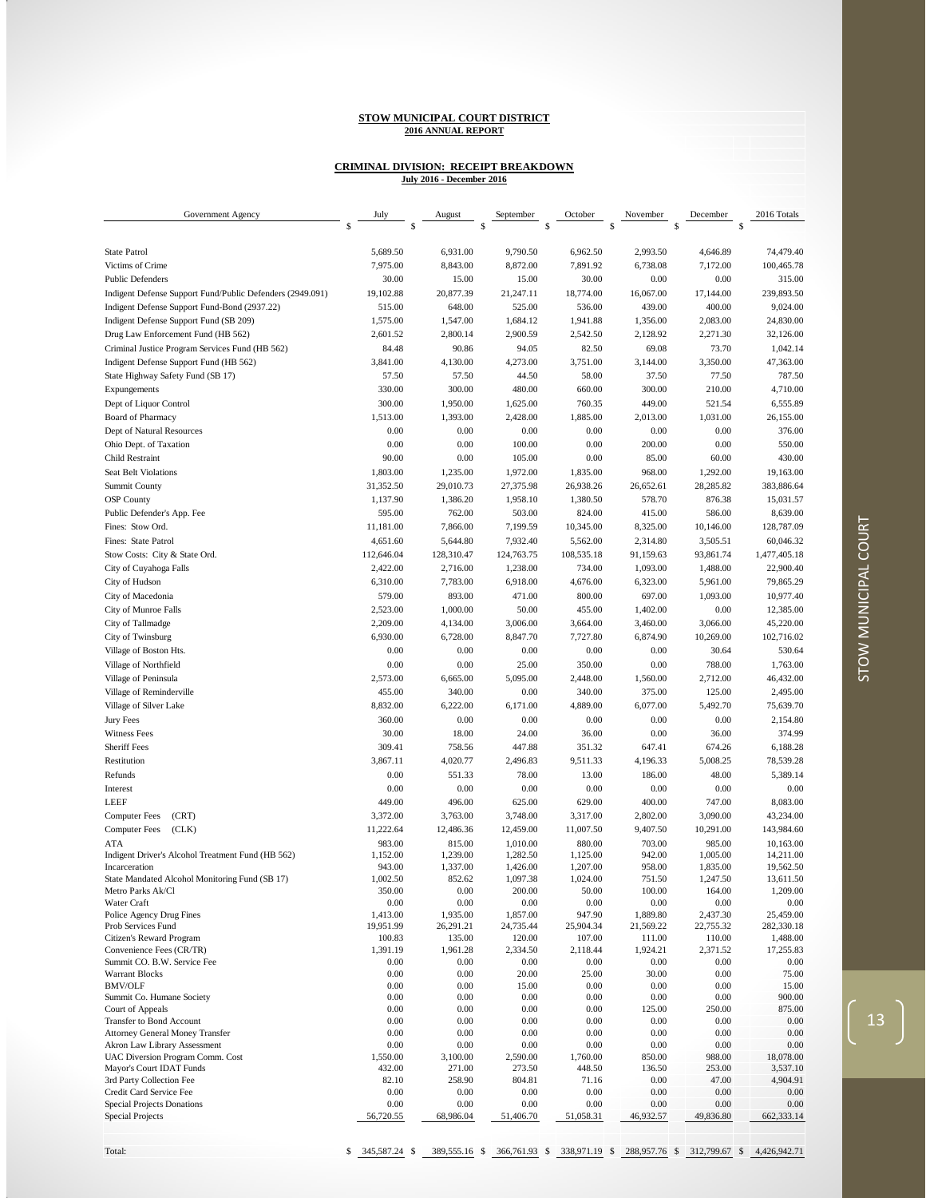**STOW MUNICIPAL COURT DISTRICT**
**2016 ANNUAL REPORT**

**CRIMINAL DIVISION: RECEIPT BREAKDOWN**
**July 2016 - December 2016**

| Government Agency | July | August | September | October | November | December | 2016 Totals |
|---|---|---|---|---|---|---|---|
| | $ | $ | $ | $ | $ | $ | $ |
| State Patrol | 5,689.50 | 6,931.00 | 9,790.50 | 6,962.50 | 2,993.50 | 4,646.89 | 74,479.40 |
| Victims of Crime | 7,975.00 | 8,843.00 | 8,872.00 | 7,891.92 | 6,738.08 | 7,172.00 | 100,465.78 |
| Public Defenders | 30.00 | 15.00 | 15.00 | 30.00 | 0.00 | 0.00 | 315.00 |
| Indigent Defense Support Fund/Public Defenders (2949.091) | 19,102.88 | 20,877.39 | 21,247.11 | 18,774.00 | 16,067.00 | 17,144.00 | 239,893.50 |
| Indigent Defense Support Fund-Bond (2937.22) | 515.00 | 648.00 | 525.00 | 536.00 | 439.00 | 400.00 | 9,024.00 |
| Indigent Defense Support Fund (SB 209) | 1,575.00 | 1,547.00 | 1,684.12 | 1,941.88 | 1,356.00 | 2,083.00 | 24,830.00 |
| Drug Law Enforcement Fund (HB 562) | 2,601.52 | 2,800.14 | 2,900.59 | 2,542.50 | 2,128.92 | 2,271.30 | 32,126.00 |
| Criminal Justice Program Services Fund (HB 562) | 84.48 | 90.86 | 94.05 | 82.50 | 69.08 | 73.70 | 1,042.14 |
| Indigent Defense Support Fund (HB 562) | 3,841.00 | 4,130.00 | 4,273.00 | 3,751.00 | 3,144.00 | 3,350.00 | 47,363.00 |
| State Highway Safety Fund (SB 17) | 57.50 | 57.50 | 44.50 | 58.00 | 37.50 | 77.50 | 787.50 |
| Expungements | 330.00 | 300.00 | 480.00 | 660.00 | 300.00 | 210.00 | 4,710.00 |
| Dept of Liquor Control | 300.00 | 1,950.00 | 1,625.00 | 760.35 | 449.00 | 521.54 | 6,555.89 |
| Board of Pharmacy | 1,513.00 | 1,393.00 | 2,428.00 | 1,885.00 | 2,013.00 | 1,031.00 | 26,155.00 |
| Dept of Natural Resources | 0.00 | 0.00 | 0.00 | 0.00 | 0.00 | 0.00 | 376.00 |
| Ohio Dept. of Taxation | 0.00 | 0.00 | 100.00 | 0.00 | 200.00 | 0.00 | 550.00 |
| Child Restraint | 90.00 | 0.00 | 105.00 | 0.00 | 85.00 | 60.00 | 430.00 |
| Seat Belt Violations | 1,803.00 | 1,235.00 | 1,972.00 | 1,835.00 | 968.00 | 1,292.00 | 19,163.00 |
| Summit County | 31,352.50 | 29,010.73 | 27,375.98 | 26,938.26 | 26,652.61 | 28,285.82 | 383,886.64 |
| OSP County | 1,137.90 | 1,386.20 | 1,958.10 | 1,380.50 | 578.70 | 876.38 | 15,031.57 |
| Public Defender's App. Fee | 595.00 | 762.00 | 503.00 | 824.00 | 415.00 | 586.00 | 8,639.00 |
| Fines: Stow Ord. | 11,181.00 | 7,866.00 | 7,199.59 | 10,345.00 | 8,325.00 | 10,146.00 | 128,787.09 |
| Fines: State Patrol | 4,651.60 | 5,644.80 | 7,932.40 | 5,562.00 | 2,314.80 | 3,505.51 | 60,046.32 |
| Stow Costs: City & State Ord. | 112,646.04 | 128,310.47 | 124,763.75 | 108,535.18 | 91,159.63 | 93,861.74 | 1,477,405.18 |
| City of Cuyahoga Falls | 2,422.00 | 2,716.00 | 1,238.00 | 734.00 | 1,093.00 | 1,488.00 | 22,900.40 |
| City of Hudson | 6,310.00 | 7,783.00 | 6,918.00 | 4,676.00 | 6,323.00 | 5,961.00 | 79,865.29 |
| City of Macedonia | 579.00 | 893.00 | 471.00 | 800.00 | 697.00 | 1,093.00 | 10,977.40 |
| City of Munroe Falls | 2,523.00 | 1,000.00 | 50.00 | 455.00 | 1,402.00 | 0.00 | 12,385.00 |
| City of Tallmadge | 2,209.00 | 4,134.00 | 3,006.00 | 3,664.00 | 3,460.00 | 3,066.00 | 45,220.00 |
| City of Twinsburg | 6,930.00 | 6,728.00 | 8,847.70 | 7,727.80 | 6,874.90 | 10,269.00 | 102,716.02 |
| Village of Boston Hts. | 0.00 | 0.00 | 0.00 | 0.00 | 0.00 | 30.64 | 530.64 |
| Village of Northfield | 0.00 | 0.00 | 25.00 | 350.00 | 0.00 | 788.00 | 1,763.00 |
| Village of Peninsula | 2,573.00 | 6,665.00 | 5,095.00 | 2,448.00 | 1,560.00 | 2,712.00 | 46,432.00 |
| Village of Reminderville | 455.00 | 340.00 | 0.00 | 340.00 | 375.00 | 125.00 | 2,495.00 |
| Village of Silver Lake | 8,832.00 | 6,222.00 | 6,171.00 | 4,889.00 | 6,077.00 | 5,492.70 | 75,639.70 |
| Jury Fees | 360.00 | 0.00 | 0.00 | 0.00 | 0.00 | 0.00 | 2,154.80 |
| Witness Fees | 30.00 | 18.00 | 24.00 | 36.00 | 0.00 | 36.00 | 374.99 |
| Sheriff Fees | 309.41 | 758.56 | 447.88 | 351.32 | 647.41 | 674.26 | 6,188.28 |
| Restitution | 3,867.11 | 4,020.77 | 2,496.83 | 9,511.33 | 4,196.33 | 5,008.25 | 78,539.28 |
| Refunds | 0.00 | 551.33 | 78.00 | 13.00 | 186.00 | 48.00 | 5,389.14 |
| Interest | 0.00 | 0.00 | 0.00 | 0.00 | 0.00 | 0.00 | 0.00 |
| LEEF | 449.00 | 496.00 | 625.00 | 629.00 | 400.00 | 747.00 | 8,083.00 |
| Computer Fees (CRT) | 3,372.00 | 3,763.00 | 3,748.00 | 3,317.00 | 2,802.00 | 3,090.00 | 43,234.00 |
| Computer Fees (CLK) | 11,222.64 | 12,486.36 | 12,459.00 | 11,007.50 | 9,407.50 | 10,291.00 | 143,984.60 |
| ATA | 983.00 | 815.00 | 1,010.00 | 880.00 | 703.00 | 985.00 | 10,163.00 |
| Indigent Driver's Alcohol Treatment Fund (HB 562) | 1,152.00 | 1,239.00 | 1,282.50 | 1,125.00 | 942.00 | 1,005.00 | 14,211.00 |
| Incarceration | 943.00 | 1,337.00 | 1,426.00 | 1,207.00 | 958.00 | 1,835.00 | 19,562.50 |
| State Mandated Alcohol Monitoring Fund (SB 17) | 1,002.50 | 852.62 | 1,097.38 | 1,024.00 | 751.50 | 1,247.50 | 13,611.50 |
| Metro Parks Ak/Cl | 350.00 | 0.00 | 200.00 | 50.00 | 100.00 | 164.00 | 1,209.00 |
| Water Craft | 0.00 | 0.00 | 0.00 | 0.00 | 0.00 | 0.00 | 0.00 |
| Police Agency Drug Fines | 1,413.00 | 1,935.00 | 1,857.00 | 947.90 | 1,889.80 | 2,437.30 | 25,459.00 |
| Prob Services Fund | 19,951.99 | 26,291.21 | 24,735.44 | 25,904.34 | 21,569.22 | 22,755.32 | 282,330.18 |
| Citizen's Reward Program | 100.83 | 135.00 | 120.00 | 107.00 | 111.00 | 110.00 | 1,488.00 |
| Convenience Fees (CR/TR) | 1,391.19 | 1,961.28 | 2,334.50 | 2,118.44 | 1,924.21 | 2,371.52 | 17,255.83 |
| Summit CO. B.W. Service Fee | 0.00 | 0.00 | 0.00 | 0.00 | 0.00 | 0.00 | 0.00 |
| Warrant Blocks | 0.00 | 0.00 | 20.00 | 25.00 | 30.00 | 0.00 | 75.00 |
| BMV/OLF | 0.00 | 0.00 | 15.00 | 0.00 | 0.00 | 0.00 | 15.00 |
| Summit Co. Humane Society | 0.00 | 0.00 | 0.00 | 0.00 | 0.00 | 0.00 | 900.00 |
| Court of Appeals | 0.00 | 0.00 | 0.00 | 0.00 | 125.00 | 250.00 | 875.00 |
| Transfer to Bond Account | 0.00 | 0.00 | 0.00 | 0.00 | 0.00 | 0.00 | 0.00 |
| Attorney General Money Transfer | 0.00 | 0.00 | 0.00 | 0.00 | 0.00 | 0.00 | 0.00 |
| Akron Law Library Assessment | 0.00 | 0.00 | 0.00 | 0.00 | 0.00 | 0.00 | 0.00 |
| UAC Diversion Program Comm. Cost | 1,550.00 | 3,100.00 | 2,590.00 | 1,760.00 | 850.00 | 988.00 | 18,078.00 |
| Mayor's Court IDAT Funds | 432.00 | 271.00 | 273.50 | 448.50 | 136.50 | 253.00 | 3,537.10 |
| 3rd Party Collection Fee | 82.10 | 258.90 | 804.81 | 71.16 | 0.00 | 47.00 | 4,904.91 |
| Credit Card Service Fee | 0.00 | 0.00 | 0.00 | 0.00 | 0.00 | 0.00 | 0.00 |
| Special Projects Donations | 0.00 | 0.00 | 0.00 | 0.00 | 0.00 | 0.00 | 0.00 |
| Special Projects | 56,720.55 | 68,986.04 | 51,406.70 | 51,058.31 | 46,932.57 | 49,836.80 | 662,333.14 |
| Total: | $ 345,587.24 | $ 389,555.16 | $ 366,761.93 | $ 338,971.19 | $ 288,957.76 | $ 312,799.67 | $ 4,426,942.71 |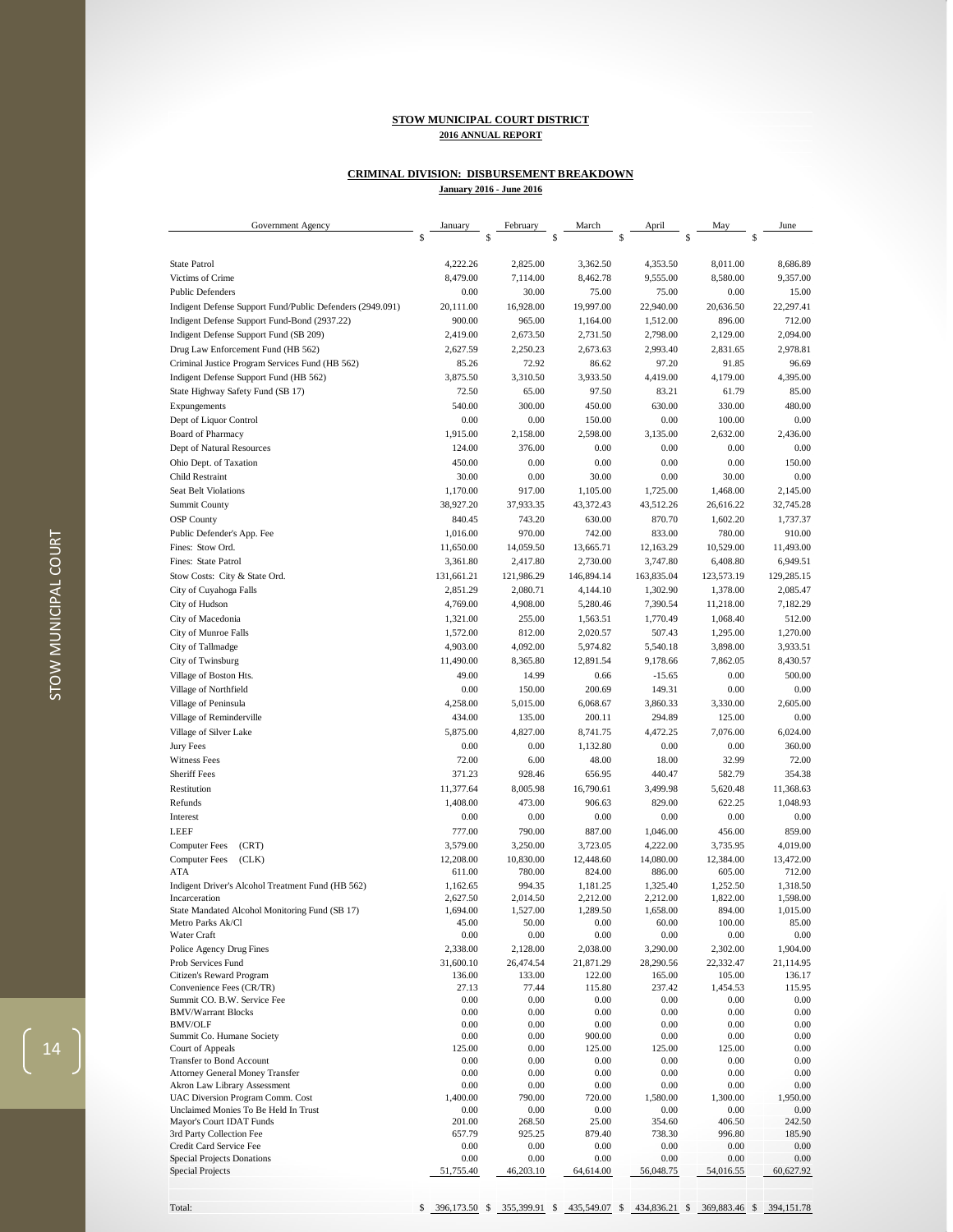**STOW MUNICIPAL COURT DISTRICT**
**2016 ANNUAL REPORT**

**CRIMINAL DIVISION: DISBURSEMENT BREAKDOWN**
**January 2016 - June 2016**

| Government Agency | January | February | March | April | May | June |
|---|---|---|---|---|---|---|
| | $ | $ | $ | $ | $ | $ |
| State Patrol | 4,222.26 | 2,825.00 | 3,362.50 | 4,353.50 | 8,011.00 | 8,686.89 |
| Victims of Crime | 8,479.00 | 7,114.00 | 8,462.78 | 9,555.00 | 8,580.00 | 9,357.00 |
| Public Defenders | 0.00 | 30.00 | 75.00 | 75.00 | 0.00 | 15.00 |
| Indigent Defense Support Fund/Public Defenders (2949.091) | 20,111.00 | 16,928.00 | 19,997.00 | 22,940.00 | 20,636.50 | 22,297.41 |
| Indigent Defense Support Fund-Bond (2937.22) | 900.00 | 965.00 | 1,164.00 | 1,512.00 | 896.00 | 712.00 |
| Indigent Defense Support Fund (SB 209) | 2,419.00 | 2,673.50 | 2,731.50 | 2,798.00 | 2,129.00 | 2,094.00 |
| Drug Law Enforcement Fund (HB 562) | 2,627.59 | 2,250.23 | 2,673.63 | 2,993.40 | 2,831.65 | 2,978.81 |
| Criminal Justice Program Services Fund (HB 562) | 85.26 | 72.92 | 86.62 | 97.20 | 91.85 | 96.69 |
| Indigent Defense Support Fund (HB 562) | 3,875.50 | 3,310.50 | 3,933.50 | 4,419.00 | 4,179.00 | 4,395.00 |
| State Highway Safety Fund (SB 17) | 72.50 | 65.00 | 97.50 | 83.21 | 61.79 | 85.00 |
| Expungements | 540.00 | 300.00 | 450.00 | 630.00 | 330.00 | 480.00 |
| Dept of Liquor Control | 0.00 | 0.00 | 150.00 | 0.00 | 100.00 | 0.00 |
| Board of Pharmacy | 1,915.00 | 2,158.00 | 2,598.00 | 3,135.00 | 2,632.00 | 2,436.00 |
| Dept of Natural Resources | 124.00 | 376.00 | 0.00 | 0.00 | 0.00 | 0.00 |
| Ohio Dept. of Taxation | 450.00 | 0.00 | 0.00 | 0.00 | 0.00 | 150.00 |
| Child Restraint | 30.00 | 0.00 | 30.00 | 0.00 | 30.00 | 0.00 |
| Seat Belt Violations | 1,170.00 | 917.00 | 1,105.00 | 1,725.00 | 1,468.00 | 2,145.00 |
| Summit County | 38,927.20 | 37,933.35 | 43,372.43 | 43,512.26 | 26,616.22 | 32,745.28 |
| OSP County | 840.45 | 743.20 | 630.00 | 870.70 | 1,602.20 | 1,737.37 |
| Public Defender's App. Fee | 1,016.00 | 970.00 | 742.00 | 833.00 | 780.00 | 910.00 |
| Fines: Stow Ord. | 11,650.00 | 14,059.50 | 13,665.71 | 12,163.29 | 10,529.00 | 11,493.00 |
| Fines: State Patrol | 3,361.80 | 2,417.80 | 2,730.00 | 3,747.80 | 6,408.80 | 6,949.51 |
| Stow Costs: City & State Ord. | 131,661.21 | 121,986.29 | 146,894.14 | 163,835.04 | 123,573.19 | 129,285.15 |
| City of Cuyahoga Falls | 2,851.29 | 2,080.71 | 4,144.10 | 1,302.90 | 1,378.00 | 2,085.47 |
| City of Hudson | 4,769.00 | 4,908.00 | 5,280.46 | 7,390.54 | 11,218.00 | 7,182.29 |
| City of Macedonia | 1,321.00 | 255.00 | 1,563.51 | 1,770.49 | 1,068.40 | 512.00 |
| City of Munroe Falls | 1,572.00 | 812.00 | 2,020.57 | 507.43 | 1,295.00 | 1,270.00 |
| City of Tallmadge | 4,903.00 | 4,092.00 | 5,974.82 | 5,540.18 | 3,898.00 | 3,933.51 |
| City of Twinsburg | 11,490.00 | 8,365.80 | 12,891.54 | 9,178.66 | 7,862.05 | 8,430.57 |
| Village of Boston Hts. | 49.00 | 14.99 | 0.66 | -15.65 | 0.00 | 500.00 |
| Village of Northfield | 0.00 | 150.00 | 200.69 | 149.31 | 0.00 | 0.00 |
| Village of Peninsula | 4,258.00 | 5,015.00 | 6,068.67 | 3,860.33 | 3,330.00 | 2,605.00 |
| Village of Reminderville | 434.00 | 135.00 | 200.11 | 294.89 | 125.00 | 0.00 |
| Village of Silver Lake | 5,875.00 | 4,827.00 | 8,741.75 | 4,472.25 | 7,076.00 | 6,024.00 |
| Jury Fees | 0.00 | 0.00 | 1,132.80 | 0.00 | 0.00 | 360.00 |
| Witness Fees | 72.00 | 6.00 | 48.00 | 18.00 | 32.99 | 72.00 |
| Sheriff Fees | 371.23 | 928.46 | 656.95 | 440.47 | 582.79 | 354.38 |
| Restitution | 11,377.64 | 8,005.98 | 16,790.61 | 3,499.98 | 5,620.48 | 11,368.63 |
| Refunds | 1,408.00 | 473.00 | 906.63 | 829.00 | 622.25 | 1,048.93 |
| Interest | 0.00 | 0.00 | 0.00 | 0.00 | 0.00 | 0.00 |
| LEEF | 777.00 | 790.00 | 887.00 | 1,046.00 | 456.00 | 859.00 |
| Computer Fees (CRT) | 3,579.00 | 3,250.00 | 3,723.05 | 4,222.00 | 3,735.95 | 4,019.00 |
| Computer Fees (CLK) | 12,208.00 | 10,830.00 | 12,448.60 | 14,080.00 | 12,384.00 | 13,472.00 |
| ATA | 611.00 | 780.00 | 824.00 | 886.00 | 605.00 | 712.00 |
| Indigent Driver's Alcohol Treatment Fund (HB 562) | 1,162.65 | 994.35 | 1,181.25 | 1,325.40 | 1,252.50 | 1,318.50 |
| Incarceration | 2,627.50 | 2,014.50 | 2,212.00 | 2,212.00 | 1,822.00 | 1,598.00 |
| State Mandated Alcohol Monitoring Fund (SB 17) | 1,694.00 | 1,527.00 | 1,289.50 | 1,658.00 | 894.00 | 1,015.00 |
| Metro Parks Ak/Cl | 45.00 | 50.00 | 0.00 | 60.00 | 100.00 | 85.00 |
| Water Craft | 0.00 | 0.00 | 0.00 | 0.00 | 0.00 | 0.00 |
| Police Agency Drug Fines | 2,338.00 | 2,128.00 | 2,038.00 | 3,290.00 | 2,302.00 | 1,904.00 |
| Prob Services Fund | 31,600.10 | 26,474.54 | 21,871.29 | 28,290.56 | 22,332.47 | 21,114.95 |
| Citizen's Reward Program | 136.00 | 133.00 | 122.00 | 165.00 | 105.00 | 136.17 |
| Convenience Fees (CR/TR) | 27.13 | 77.44 | 115.80 | 237.42 | 1,454.53 | 115.95 |
| Summit CO. B.W. Service Fee | 0.00 | 0.00 | 0.00 | 0.00 | 0.00 | 0.00 |
| BMV/Warrant Blocks | 0.00 | 0.00 | 0.00 | 0.00 | 0.00 | 0.00 |
| BMV/OLF | 0.00 | 0.00 | 0.00 | 0.00 | 0.00 | 0.00 |
| Summit Co. Humane Society | 0.00 | 0.00 | 900.00 | 0.00 | 0.00 | 0.00 |
| Court of Appeals | 125.00 | 0.00 | 125.00 | 125.00 | 125.00 | 0.00 |
| Transfer to Bond Account | 0.00 | 0.00 | 0.00 | 0.00 | 0.00 | 0.00 |
| Attorney General Money Transfer | 0.00 | 0.00 | 0.00 | 0.00 | 0.00 | 0.00 |
| Akron Law Library Assessment | 0.00 | 0.00 | 0.00 | 0.00 | 0.00 | 0.00 |
| UAC Diversion Program Comm. Cost | 1,400.00 | 790.00 | 720.00 | 1,580.00 | 1,300.00 | 1,950.00 |
| Unclaimed Monies To Be Held In Trust | 0.00 | 0.00 | 0.00 | 0.00 | 0.00 | 0.00 |
| Mayor's Court IDAT Funds | 201.00 | 268.50 | 25.00 | 354.60 | 406.50 | 242.50 |
| 3rd Party Collection Fee | 657.79 | 925.25 | 879.40 | 738.30 | 996.80 | 185.90 |
| Credit Card Service Fee | 0.00 | 0.00 | 0.00 | 0.00 | 0.00 | 0.00 |
| Special Projects Donations | 0.00 | 0.00 | 0.00 | 0.00 | 0.00 | 0.00 |
| Special Projects | 51,755.40 | 46,203.10 | 64,614.00 | 56,048.75 | 54,016.55 | 60,627.92 |
| Total: | $ 396,173.50 | $ 355,399.91 | $ 435,549.07 | $ 434,836.21 | $ 369,883.46 | $ 394,151.78 |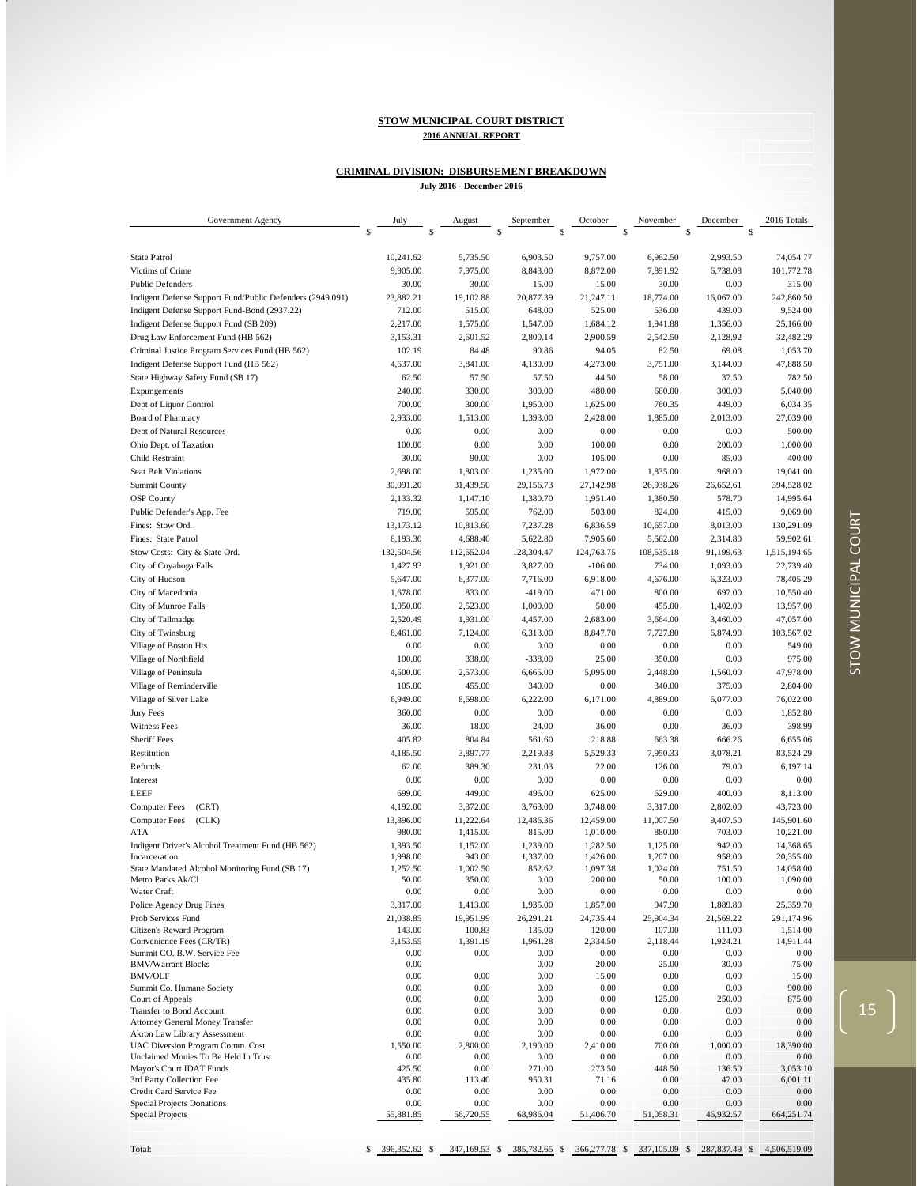**STOW MUNICIPAL COURT DISTRICT**

**2016 ANNUAL REPORT**

**CRIMINAL DIVISION: DISBURSEMENT BREAKDOWN**

**July 2016 - December 2016**

| Government Agency | July $ | August $ | September $ | October $ | November $ | December $ | 2016 Totals $ |
|---|---|---|---|---|---|---|---|
| State Patrol | 10,241.62 | 5,735.50 | 6,903.50 | 9,757.00 | 6,962.50 | 2,993.50 | 74,054.77 |
| Victims of Crime | 9,905.00 | 7,975.00 | 8,843.00 | 8,872.00 | 7,891.92 | 6,738.08 | 101,772.78 |
| Public Defenders | 30.00 | 30.00 | 15.00 | 15.00 | 30.00 | 0.00 | 315.00 |
| Indigent Defense Support Fund/Public Defenders (2949.091) | 23,882.21 | 19,102.88 | 20,877.39 | 21,247.11 | 18,774.00 | 16,067.00 | 242,860.50 |
| Indigent Defense Support Fund-Bond (2937.22) | 712.00 | 515.00 | 648.00 | 525.00 | 536.00 | 439.00 | 9,524.00 |
| Indigent Defense Support Fund (SB 209) | 2,217.00 | 1,575.00 | 1,547.00 | 1,684.12 | 1,941.88 | 1,356.00 | 25,166.00 |
| Drug Law Enforcement Fund (HB 562) | 3,153.31 | 2,601.52 | 2,800.14 | 2,900.59 | 2,542.50 | 2,128.92 | 32,482.29 |
| Criminal Justice Program Services Fund (HB 562) | 102.19 | 84.48 | 90.86 | 94.05 | 82.50 | 69.08 | 1,053.70 |
| Indigent Defense Support Fund (HB 562) | 4,637.00 | 3,841.00 | 4,130.00 | 4,273.00 | 3,751.00 | 3,144.00 | 47,888.50 |
| State Highway Safety Fund (SB 17) | 62.50 | 57.50 | 57.50 | 44.50 | 58.00 | 37.50 | 782.50 |
| Expungements | 240.00 | 330.00 | 300.00 | 480.00 | 660.00 | 300.00 | 5,040.00 |
| Dept of Liquor Control | 700.00 | 300.00 | 1,950.00 | 1,625.00 | 760.35 | 449.00 | 6,034.35 |
| Board of Pharmacy | 2,933.00 | 1,513.00 | 1,393.00 | 2,428.00 | 1,885.00 | 2,013.00 | 27,039.00 |
| Dept of Natural Resources | 0.00 | 0.00 | 0.00 | 0.00 | 0.00 | 0.00 | 500.00 |
| Ohio Dept. of Taxation | 100.00 | 0.00 | 0.00 | 100.00 | 0.00 | 200.00 | 1,000.00 |
| Child Restraint | 30.00 | 90.00 | 0.00 | 105.00 | 0.00 | 85.00 | 400.00 |
| Seat Belt Violations | 2,698.00 | 1,803.00 | 1,235.00 | 1,972.00 | 1,835.00 | 968.00 | 19,041.00 |
| Summit County | 30,091.20 | 31,439.50 | 29,156.73 | 27,142.98 | 26,938.26 | 26,652.61 | 394,528.02 |
| OSP County | 2,133.32 | 1,147.10 | 1,380.70 | 1,951.40 | 1,380.50 | 578.70 | 14,995.64 |
| Public Defender's App. Fee | 719.00 | 595.00 | 762.00 | 503.00 | 824.00 | 415.00 | 9,069.00 |
| Fines: Stow Ord. | 13,173.12 | 10,813.60 | 7,237.28 | 6,836.59 | 10,657.00 | 8,013.00 | 130,291.09 |
| Fines: State Patrol | 8,193.30 | 4,688.40 | 5,622.80 | 7,905.60 | 5,562.00 | 2,314.80 | 59,902.61 |
| Stow Costs: City & State Ord. | 132,504.56 | 112,652.04 | 128,304.47 | 124,763.75 | 108,535.18 | 91,199.63 | 1,515,194.65 |
| City of Cuyahoga Falls | 1,427.93 | 1,921.00 | 3,827.00 | -106.00 | 734.00 | 1,093.00 | 22,739.40 |
| City of Hudson | 5,647.00 | 6,377.00 | 7,716.00 | 6,918.00 | 4,676.00 | 6,323.00 | 78,405.29 |
| City of Macedonia | 1,678.00 | 833.00 | -419.00 | 471.00 | 800.00 | 697.00 | 10,550.40 |
| City of Munroe Falls | 1,050.00 | 2,523.00 | 1,000.00 | 50.00 | 455.00 | 1,402.00 | 13,957.00 |
| City of Tallmadge | 2,520.49 | 1,931.00 | 4,457.00 | 2,683.00 | 3,664.00 | 3,460.00 | 47,057.00 |
| City of Twinsburg | 8,461.00 | 7,124.00 | 6,313.00 | 8,847.70 | 7,727.80 | 6,874.90 | 103,567.02 |
| Village of Boston Hts. | 0.00 | 0.00 | 0.00 | 0.00 | 0.00 | 0.00 | 549.00 |
| Village of Northfield | 100.00 | 338.00 | -338.00 | 25.00 | 350.00 | 0.00 | 975.00 |
| Village of Peninsula | 4,500.00 | 2,573.00 | 6,665.00 | 5,095.00 | 2,448.00 | 1,560.00 | 47,978.00 |
| Village of Reminderville | 105.00 | 455.00 | 340.00 | 0.00 | 340.00 | 375.00 | 2,804.00 |
| Village of Silver Lake | 6,949.00 | 8,698.00 | 6,222.00 | 6,171.00 | 4,889.00 | 6,077.00 | 76,022.00 |
| Jury Fees | 360.00 | 0.00 | 0.00 | 0.00 | 0.00 | 0.00 | 1,852.80 |
| Witness Fees | 36.00 | 18.00 | 24.00 | 36.00 | 0.00 | 36.00 | 398.99 |
| Sheriff Fees | 405.82 | 804.84 | 561.60 | 218.88 | 663.38 | 666.26 | 6,655.06 |
| Restitution | 4,185.50 | 3,897.77 | 2,219.83 | 5,529.33 | 7,950.33 | 3,078.21 | 83,524.29 |
| Refunds | 62.00 | 389.30 | 231.03 | 22.00 | 126.00 | 79.00 | 6,197.14 |
| Interest | 0.00 | 0.00 | 0.00 | 0.00 | 0.00 | 0.00 | 0.00 |
| LEEF | 699.00 | 449.00 | 496.00 | 625.00 | 629.00 | 400.00 | 8,113.00 |
| Computer Fees (CRT) | 4,192.00 | 3,372.00 | 3,763.00 | 3,748.00 | 3,317.00 | 2,802.00 | 43,723.00 |
| Computer Fees (CLK) | 13,896.00 | 11,222.64 | 12,486.36 | 12,459.00 | 11,007.50 | 9,407.50 | 145,901.60 |
| ATA | 980.00 | 1,415.00 | 815.00 | 1,010.00 | 880.00 | 703.00 | 10,221.00 |
| Indigent Driver's Alcohol Treatment Fund (HB 562) | 1,393.50 | 1,152.00 | 1,239.00 | 1,282.50 | 1,125.00 | 942.00 | 14,368.65 |
| Incarceration | 1,998.00 | 943.00 | 1,337.00 | 1,426.00 | 1,207.00 | 958.00 | 20,355.00 |
| State Mandated Alcohol Monitoring Fund (SB 17) | 1,252.50 | 1,002.50 | 852.62 | 1,097.38 | 1,024.00 | 751.50 | 14,058.00 |
| Metro Parks Ak/Cl | 50.00 | 350.00 | 0.00 | 200.00 | 50.00 | 100.00 | 1,090.00 |
| Water Craft | 0.00 | 0.00 | 0.00 | 0.00 | 0.00 | 0.00 | 0.00 |
| Police Agency Drug Fines | 3,317.00 | 1,413.00 | 1,935.00 | 1,857.00 | 947.90 | 1,889.80 | 25,359.70 |
| Prob Services Fund | 21,038.85 | 19,951.99 | 26,291.21 | 24,735.44 | 25,904.34 | 21,569.22 | 291,174.96 |
| Citizen's Reward Program | 143.00 | 100.83 | 135.00 | 120.00 | 107.00 | 111.00 | 1,514.00 |
| Convenience Fees (CR/TR) | 3,153.55 | 1,391.19 | 1,961.28 | 2,334.50 | 2,118.44 | 1,924.21 | 14,911.44 |
| Summit CO. B.W. Service Fee | 0.00 | 0.00 | 0.00 | 0.00 | 0.00 | 0.00 | 0.00 |
| BMV/Warrant Blocks | 0.00 | | 0.00 | 20.00 | 25.00 | 30.00 | 75.00 |
| BMV/OLF | 0.00 | 0.00 | 0.00 | 15.00 | 0.00 | 0.00 | 15.00 |
| Summit Co. Humane Society | 0.00 | 0.00 | 0.00 | 0.00 | 0.00 | 0.00 | 900.00 |
| Court of Appeals | 0.00 | 0.00 | 0.00 | 0.00 | 125.00 | 250.00 | 875.00 |
| Transfer to Bond Account | 0.00 | 0.00 | 0.00 | 0.00 | 0.00 | 0.00 | 0.00 |
| Attorney General Money Transfer | 0.00 | 0.00 | 0.00 | 0.00 | 0.00 | 0.00 | 0.00 |
| Akron Law Library Assessment | 0.00 | 0.00 | 0.00 | 0.00 | 0.00 | 0.00 | 0.00 |
| UAC Diversion Program Comm. Cost | 1,550.00 | 2,800.00 | 2,190.00 | 2,410.00 | 700.00 | 1,000.00 | 18,390.00 |
| Unclaimed Monies To Be Held In Trust | 0.00 | 0.00 | 0.00 | 0.00 | 0.00 | 0.00 | 0.00 |
| Mayor's Court IDAT Funds | 425.50 | 0.00 | 271.00 | 273.50 | 448.50 | 136.50 | 3,053.10 |
| 3rd Party Collection Fee | 435.80 | 113.40 | 950.31 | 71.16 | 0.00 | 47.00 | 6,001.11 |
| Credit Card Service Fee | 0.00 | 0.00 | 0.00 | 0.00 | 0.00 | 0.00 | 0.00 |
| Special Projects Donations | 0.00 | 0.00 | 0.00 | 0.00 | 0.00 | 0.00 | 0.00 |
| Special Projects | 55,881.85 | 56,720.55 | 68,986.04 | 51,406.70 | 51,058.31 | 46,932.57 | 664,251.74 |
| Total: | $ 396,352.62 | $ 347,169.53 | $ 385,782.65 | $ 366,277.78 | $ 337,105.09 | $ 287,837.49 | $ 4,506,519.09 |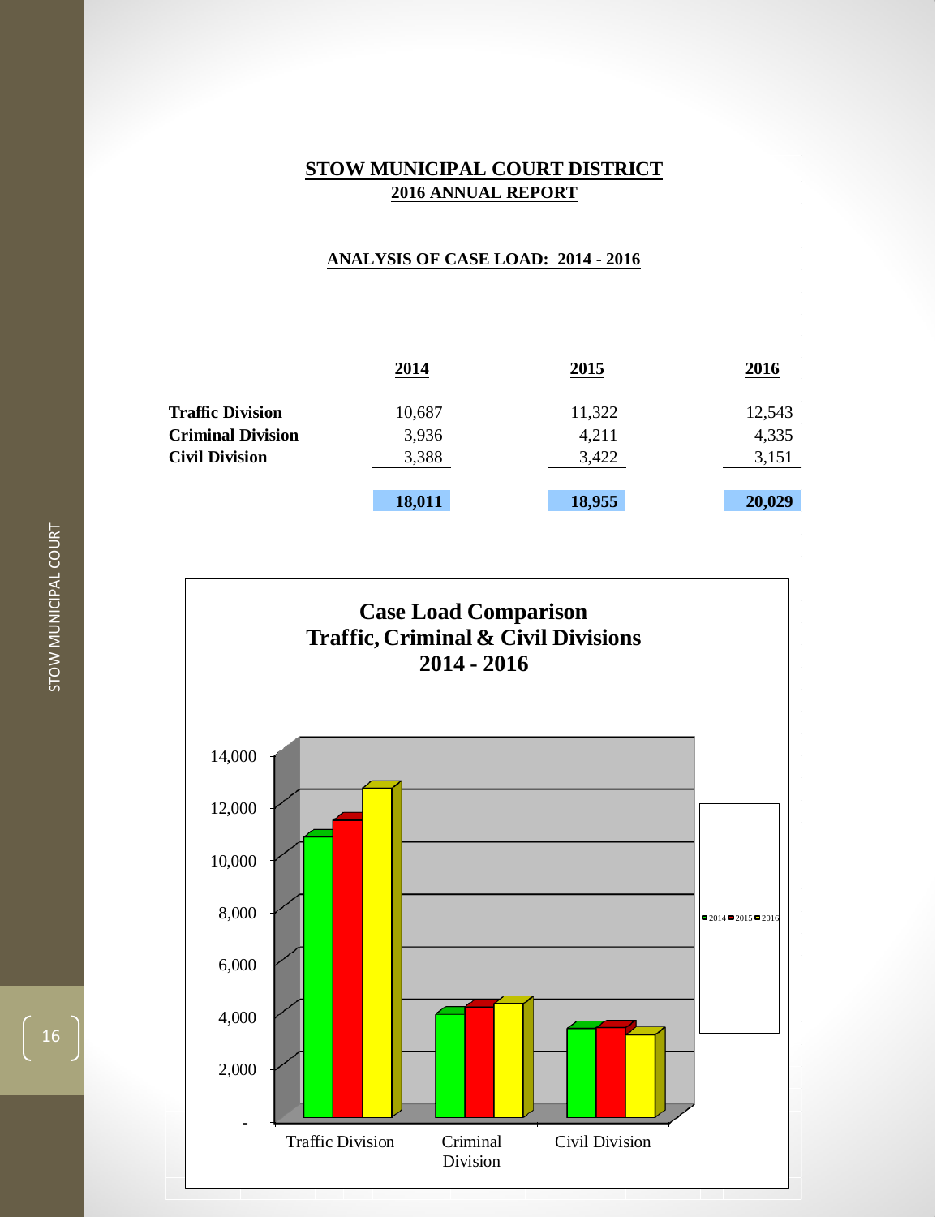# STOW MUNICIPAL COURT DISTRICT

## 2016 ANNUAL REPORT

### ANALYSIS OF CASE LOAD: 2014 - 2016

| | 2014 | 2015 | 2016 |
|---|---|---|---|
| **Traffic Division** | 10,687 | 11,322 | 12,543 |
| **Criminal Division** | 3,936 | 4,211 | 4,335 |
| **Civil Division** | 3,388 | 3,422 | 3,151 |
| | **18,011** | **18,955** | **20,029** |

**Case Load Comparison**
**Traffic, Criminal & Civil Divisions**
**2014 - 2016**

| | 2014 | 2015 | 2016 |
|---|---|---|---|
| Traffic Division | 10,687 | 11,322 | 12,543 |
| Criminal Division | 3,936 | 4,211 | 4,335 |
| Civil Division | 3,388 | 3,422 | 3,151 |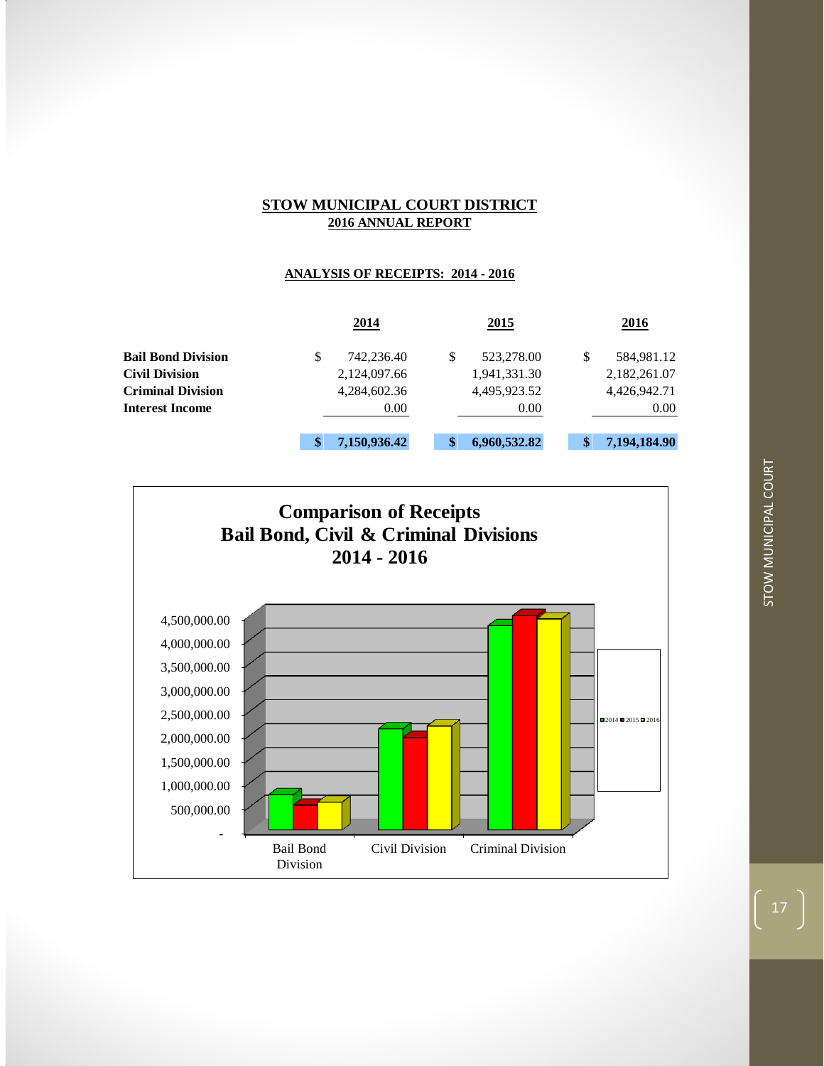# STOW MUNICIPAL COURT DISTRICT

## 2016 ANNUAL REPORT

### ANALYSIS OF RECEIPTS: 2014 - 2016

| | 2014 | 2015 | 2016 |
|---|---|---|---|
| **Bail Bond Division** | $ 742,236.40 | $ 523,278.00 | $ 584,981.12 |
| **Civil Division** | 2,124,097.66 | 1,941,331.30 | 2,182,261.07 |
| **Criminal Division** | 4,284,602.36 | 4,495,923.52 | 4,426,942.71 |
| **Interest Income** | 0.00 | 0.00 | 0.00 |
| | **$ 7,150,936.42** | **$ 6,960,532.82** | **$ 7,194,184.90** |

**Comparison of Receipts**
**Bail Bond, Civil & Criminal Divisions**
**2014 - 2016**

| | 2014 | 2015 | 2016 |
|---|---|---|---|
| Bail Bond Division | 742,236.40 | 523,278.00 | 584,981.12 |
| Civil Division | 2,124,097.66 | 1,941,331.30 | 2,182,261.07 |
| Criminal Division | 4,284,602.36 | 4,495,923.52 | 4,426,942.71 |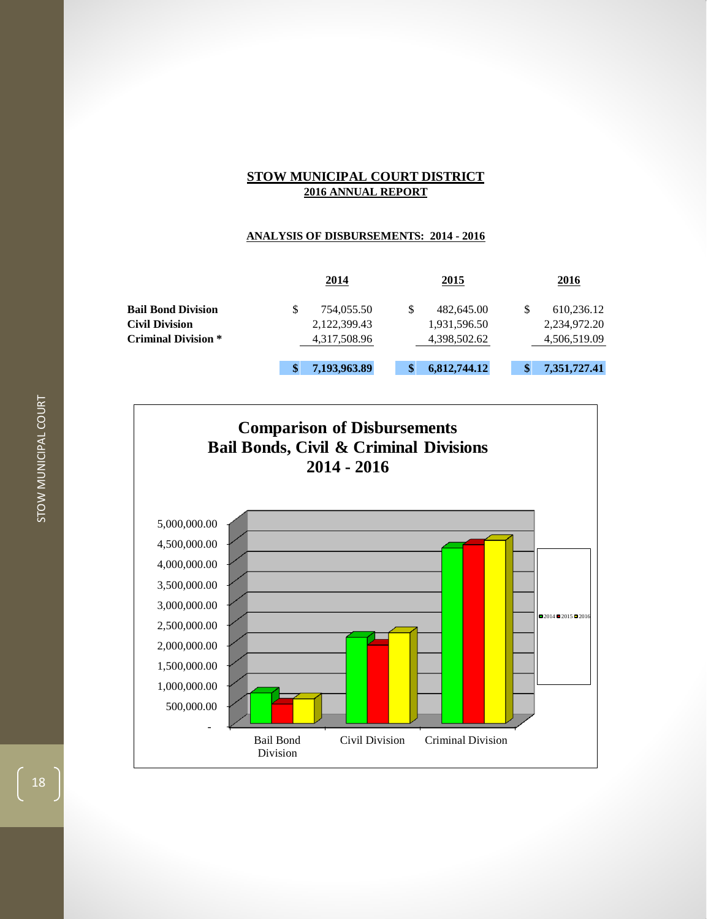## STOW MUNICIPAL COURT DISTRICT
### 2016 ANNUAL REPORT

**ANALYSIS OF DISBURSEMENTS: 2014 - 2016**

| | 2014 | 2015 | 2016 |
|---|---|---|---|
| **Bail Bond Division** | $ 754,055.50 | $ 482,645.00 | $ 610,236.12 |
| **Civil Division** | 2,122,399.43 | 1,931,596.50 | 2,234,972.20 |
| **Criminal Division *** | 4,317,508.96 | 4,398,502.62 | 4,506,519.09 |
| | **$ 7,193,963.89** | **$ 6,812,744.12** | **$ 7,351,727.41** |

**Comparison of Disbursements**
**Bail Bonds, Civil & Criminal Divisions**
**2014 - 2016**

| | 2014 | 2015 | 2016 |
|---|---|---|---|
| Bail Bond Division | 754,055.50 | 482,645.00 | 610,236.12 |
| Civil Division | 2,122,399.43 | 1,931,596.50 | 2,234,972.20 |
| Criminal Division | 4,317,508.96 | 4,398,502.62 | 4,506,519.09 |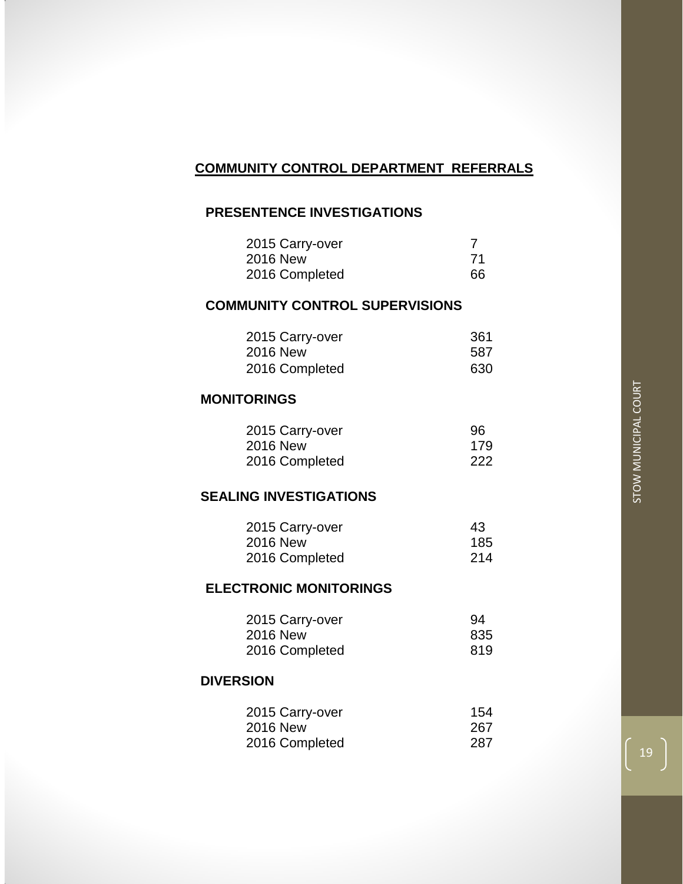# COMMUNITY CONTROL DEPARTMENT REFERRALS

## PRESENTENCE INVESTIGATIONS

| | |
|---|---|
| 2015 Carry-over | 7 |
| 2016 New | 71 |
| 2016 Completed | 66 |

## COMMUNITY CONTROL SUPERVISIONS

| | |
|---|---|
| 2015 Carry-over | 361 |
| 2016 New | 587 |
| 2016 Completed | 630 |

## MONITORINGS

| | |
|---|---|
| 2015 Carry-over | 96 |
| 2016 New | 179 |
| 2016 Completed | 222 |

## SEALING INVESTIGATIONS

| | |
|---|---|
| 2015 Carry-over | 43 |
| 2016 New | 185 |
| 2016 Completed | 214 |

## ELECTRONIC MONITORINGS

| | |
|---|---|
| 2015 Carry-over | 94 |
| 2016 New | 835 |
| 2016 Completed | 819 |

## DIVERSION

| | |
|---|---|
| 2015 Carry-over | 154 |
| 2016 New | 267 |
| 2016 Completed | 287 |